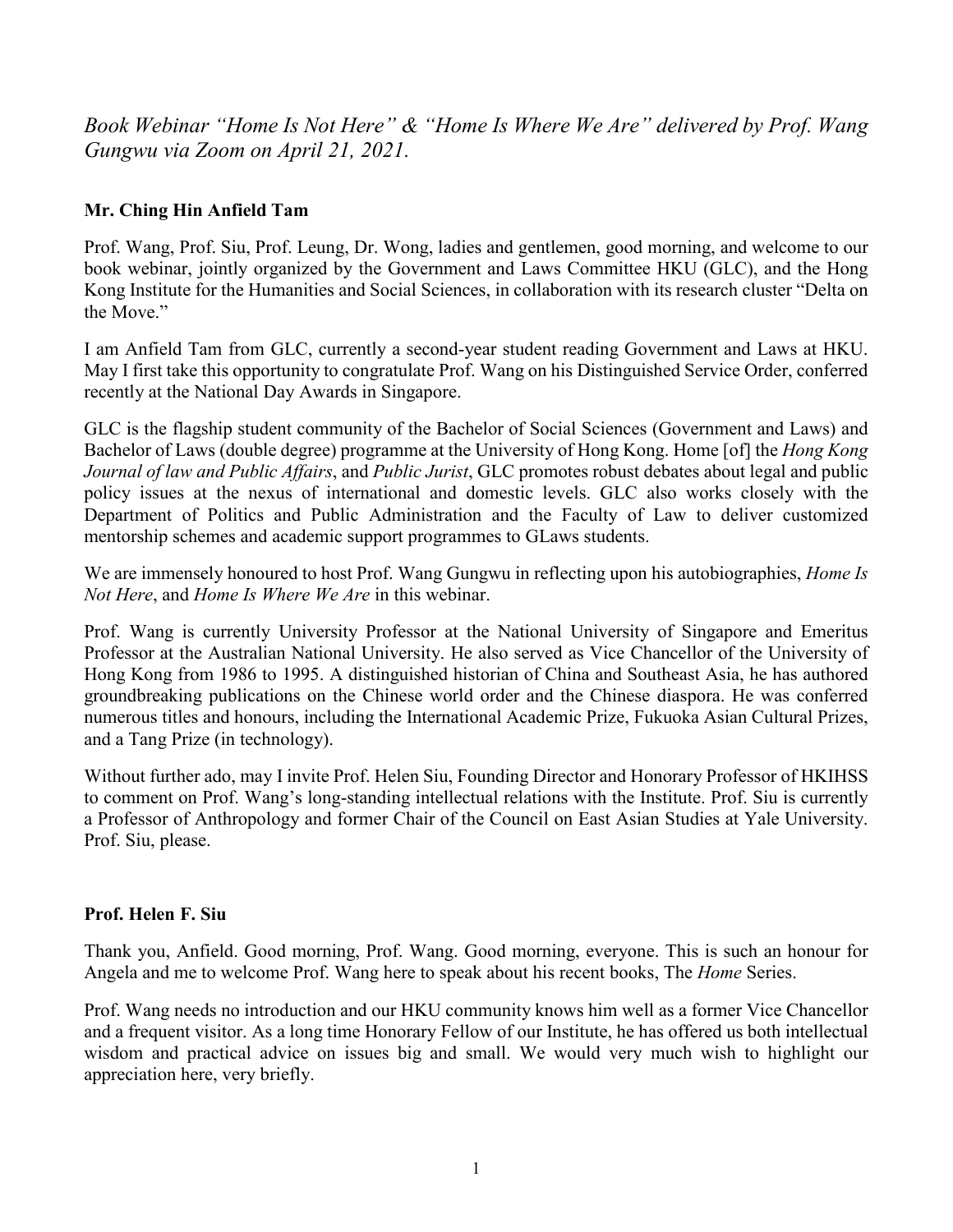*Book Webinar "Home Is Not Here" & "Home Is Where We Are" delivered by Prof. Wang Gungwu via Zoom on April 21, 2021.*

**Mr. Ching Hin Anfield Tam**

Prof. Wang, Prof. Siu, Prof. Leung, Dr. Wong, ladies and gentlemen, good morning, and welcome to our book webinar, jointly organized by the Government and Laws Committee HKU (GLC), and the Hong Kong Institute for the Humanities and Social Sciences, in collaboration with its research cluster "Delta on the Move."

I am Anfield Tam from GLC, currently a second-year student reading Government and Laws at HKU. May I first take this opportunity to congratulate Prof. Wang on his Distinguished Service Order, conferred recently at the National Day Awards in Singapore.

GLC is the flagship student community of the Bachelor of Social Sciences (Government and Laws) and Bachelor of Laws (double degree) programme at the University of Hong Kong. Home [of] the *Hong Kong Journal of law and Public Affairs*, and *Public Jurist*, GLC promotes robust debates about legal and public policy issues at the nexus of international and domestic levels. GLC also works closely with the Department of Politics and Public Administration and the Faculty of Law to deliver customized mentorship schemes and academic support programmes to GLaws students.

We are immensely honoured to host Prof. Wang Gungwu in reflecting upon his autobiographies, *Home Is Not Here*, and *Home Is Where We Are* in this webinar.

Prof. Wang is currently University Professor at the National University of Singapore and Emeritus Professor at the Australian National University. He also served as Vice Chancellor of the University of Hong Kong from 1986 to 1995. A distinguished historian of China and Southeast Asia, he has authored groundbreaking publications on the Chinese world order and the Chinese diaspora. He was conferred numerous titles and honours, including the International Academic Prize, Fukuoka Asian Cultural Prizes, and a Tang Prize (in technology).

Without further ado, may I invite Prof. Helen Siu, Founding Director and Honorary Professor of HKIHSS to comment on Prof. Wang's long-standing intellectual relations with the Institute. Prof. Siu is currently a Professor of Anthropology and former Chair of the Council on East Asian Studies at Yale University. Prof. Siu, please.

**Prof. Helen F. Siu**

Thank you, Anfield. Good morning, Prof. Wang. Good morning, everyone. This is such an honour for Angela and me to welcome Prof. Wang here to speak about his recent books, The *Home* Series.

Prof. Wang needs no introduction and our HKU community knows him well as a former Vice Chancellor and a frequent visitor. As a long time Honorary Fellow of our Institute, he has offered us both intellectual wisdom and practical advice on issues big and small. We would very much wish to highlight our appreciation here, very briefly.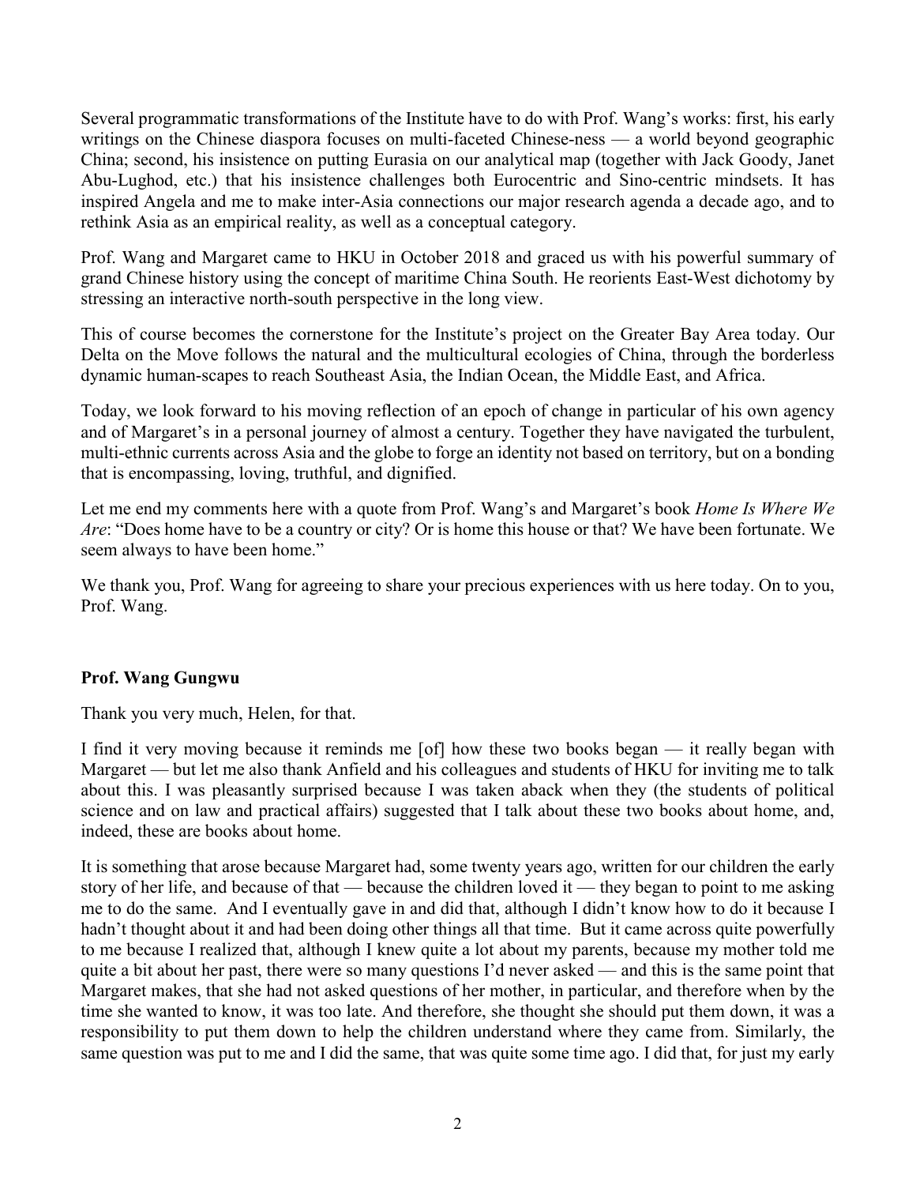Several programmatic transformations of the Institute have to do with Prof. Wang's works: first, his early writings on the Chinese diaspora focuses on multi-faceted Chinese-ness — a world beyond geographic China; second, his insistence on putting Eurasia on our analytical map (together with Jack Goody, Janet Abu-Lughod, etc.) that his insistence challenges both Eurocentric and Sino-centric mindsets. It has inspired Angela and me to make inter-Asia connections our major research agenda a decade ago, and to rethink Asia as an empirical reality, as well as a conceptual category.

Prof. Wang and Margaret came to HKU in October 2018 and graced us with his powerful summary of grand Chinese history using the concept of maritime China South. He reorients East-West dichotomy by stressing an interactive north-south perspective in the long view.

This of course becomes the cornerstone for the Institute's project on the Greater Bay Area today. Our Delta on the Move follows the natural and the multicultural ecologies of China, through the borderless dynamic human-scapes to reach Southeast Asia, the Indian Ocean, the Middle East, and Africa.

Today, we look forward to his moving reflection of an epoch of change in particular of his own agency and of Margaret's in a personal journey of almost a century. Together they have navigated the turbulent, multi-ethnic currents across Asia and the globe to forge an identity not based on territory, but on a bonding that is encompassing, loving, truthful, and dignified.

Let me end my comments here with a quote from Prof. Wang's and Margaret's book *Home Is Where We Are*: "Does home have to be a country or city? Or is home this house or that? We have been fortunate. We seem always to have been home."

We thank you, Prof. Wang for agreeing to share your precious experiences with us here today. On to you, Prof. Wang.

**Prof. Wang Gungwu**

Thank you very much, Helen, for that.

I find it very moving because it reminds me [of] how these two books began — it really began with Margaret — but let me also thank Anfield and his colleagues and students of HKU for inviting me to talk about this. I was pleasantly surprised because I was taken aback when they (the students of political science and on law and practical affairs) suggested that I talk about these two books about home, and, indeed, these are books about home.

It is something that arose because Margaret had, some twenty years ago, written for our children the early story of her life, and because of that — because the children loved it — they began to point to me asking me to do the same. And I eventually gave in and did that, although I didn't know how to do it because I hadn't thought about it and had been doing other things all that time. But it came across quite powerfully to me because I realized that, although I knew quite a lot about my parents, because my mother told me quite a bit about her past, there were so many questions I'd never asked — and this is the same point that Margaret makes, that she had not asked questions of her mother, in particular, and therefore when by the time she wanted to know, it was too late. And therefore, she thought she should put them down, it was a responsibility to put them down to help the children understand where they came from. Similarly, the same question was put to me and I did the same, that was quite some time ago. I did that, for just my early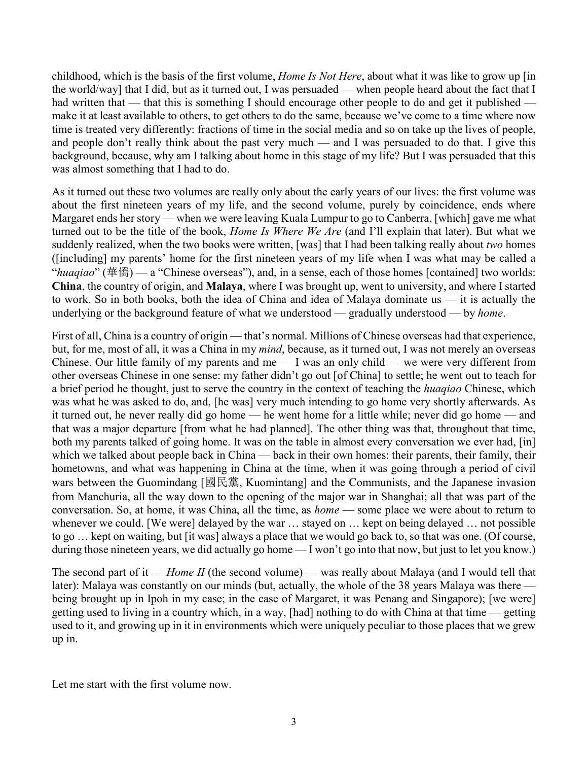childhood, which is the basis of the first volume, *Home Is Not Here*, about what it was like to grow up [in the world/way] that I did, but as it turned out, I was persuaded — when people heard about the fact that I had written that — that this is something I should encourage other people to do and get it published — make it at least available to others, to get others to do the same, because we've come to a time where now time is treated very differently: fractions of time in the social media and so on take up the lives of people, and people don't really think about the past very much — and I was persuaded to do that. I give this background, because, why am I talking about home in this stage of my life? But I was persuaded that this was almost something that I had to do.

As it turned out these two volumes are really only about the early years of our lives: the first volume was about the first nineteen years of my life, and the second volume, purely by coincidence, ends where Margaret ends her story — when we were leaving Kuala Lumpur to go to Canberra, [which] gave me what turned out to be the title of the book, *Home Is Where We Are* (and I'll explain that later). But what we suddenly realized, when the two books were written, [was] that I had been talking really about *two* homes ([including] my parents' home for the first nineteen years of my life when I was what may be called a "*huaqiao*" (華僑) — a "Chinese overseas"), and, in a sense, each of those homes [contained] two worlds: **China**, the country of origin, and **Malaya**, where I was brought up, went to university, and where I started to work. So in both books, both the idea of China and idea of Malaya dominate us — it is actually the underlying or the background feature of what we understood — gradually understood — by *home*.

First of all, China is a country of origin — that's normal. Millions of Chinese overseas had that experience, but, for me, most of all, it was a China in my *mind*, because, as it turned out, I was not merely an overseas Chinese. Our little family of my parents and me — I was an only child — we were very different from other overseas Chinese in one sense: my father didn't go out [of China] to settle; he went out to teach for a brief period he thought, just to serve the country in the context of teaching the *huaqiao* Chinese, which was what he was asked to do, and, [he was] very much intending to go home very shortly afterwards. As it turned out, he never really did go home — he went home for a little while; never did go home — and that was a major departure [from what he had planned]. The other thing was that, throughout that time, both my parents talked of going home. It was on the table in almost every conversation we ever had, [in] which we talked about people back in China — back in their own homes: their parents, their family, their hometowns, and what was happening in China at the time, when it was going through a period of civil wars between the Guomindang [國民黨, Kuomintang] and the Communists, and the Japanese invasion from Manchuria, all the way down to the opening of the major war in Shanghai; all that was part of the conversation. So, at home, it was China, all the time, as *home* — some place we were about to return to whenever we could. [We were] delayed by the war … stayed on … kept on being delayed … not possible to go … kept on waiting, but [it was] always a place that we would go back to, so that was one. (Of course, during those nineteen years, we did actually go home — I won't go into that now, but just to let you know.)

The second part of it — *Home II* (the second volume) — was really about Malaya (and I would tell that later): Malaya was constantly on our minds (but, actually, the whole of the 38 years Malaya was there — being brought up in Ipoh in my case; in the case of Margaret, it was Penang and Singapore); [we were] getting used to living in a country which, in a way, [had] nothing to do with China at that time — getting used to it, and growing up in it in environments which were uniquely peculiar to those places that we grew up in.

Let me start with the first volume now.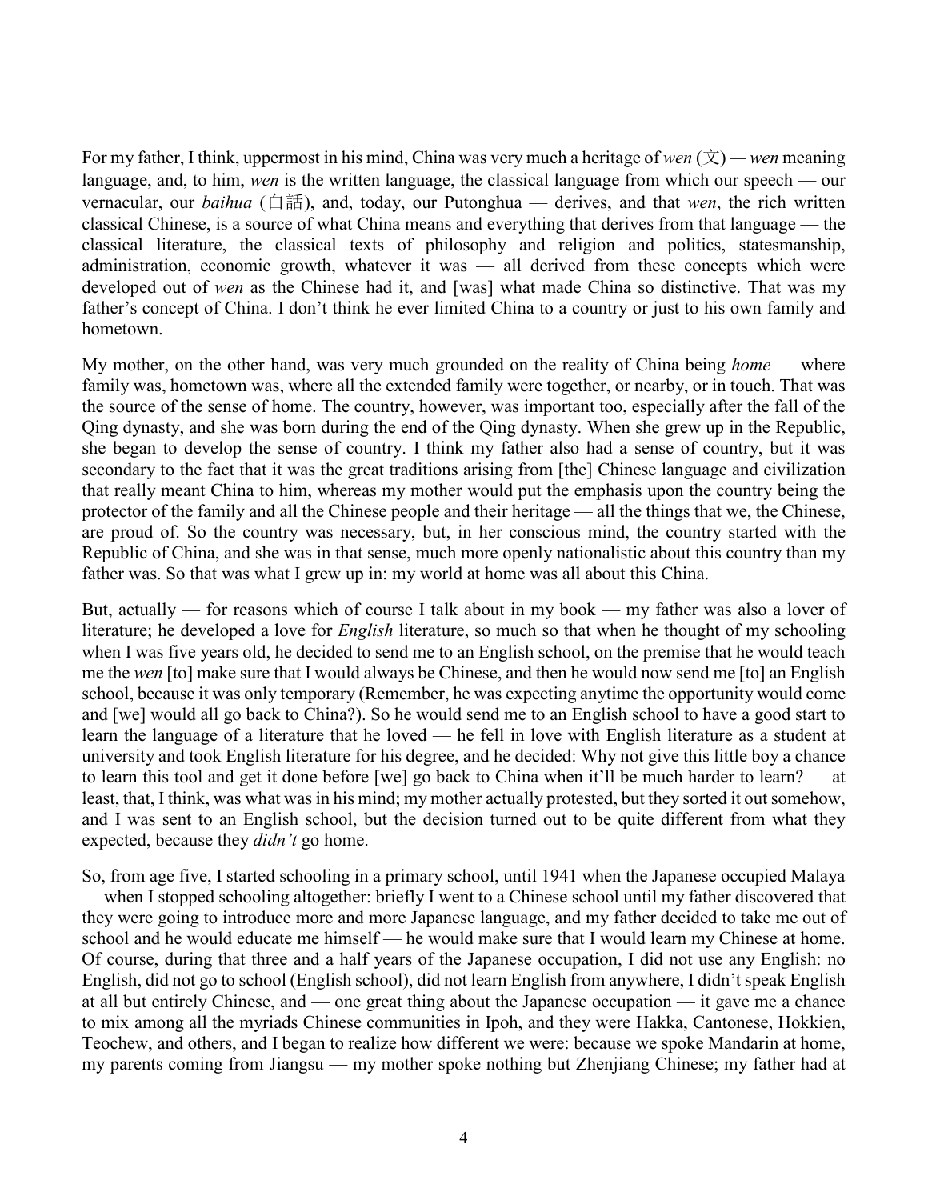For my father, I think, uppermost in his mind, China was very much a heritage of *wen* (文) — *wen* meaning language, and, to him, *wen* is the written language, the classical language from which our speech — our vernacular, our *baihua* (白話), and, today, our Putonghua — derives, and that *wen*, the rich written classical Chinese, is a source of what China means and everything that derives from that language — the classical literature, the classical texts of philosophy and religion and politics, statesmanship, administration, economic growth, whatever it was — all derived from these concepts which were developed out of *wen* as the Chinese had it, and [was] what made China so distinctive. That was my father's concept of China. I don't think he ever limited China to a country or just to his own family and hometown.

My mother, on the other hand, was very much grounded on the reality of China being *home* — where family was, hometown was, where all the extended family were together, or nearby, or in touch. That was the source of the sense of home. The country, however, was important too, especially after the fall of the Qing dynasty, and she was born during the end of the Qing dynasty. When she grew up in the Republic, she began to develop the sense of country. I think my father also had a sense of country, but it was secondary to the fact that it was the great traditions arising from [the] Chinese language and civilization that really meant China to him, whereas my mother would put the emphasis upon the country being the protector of the family and all the Chinese people and their heritage — all the things that we, the Chinese, are proud of. So the country was necessary, but, in her conscious mind, the country started with the Republic of China, and she was in that sense, much more openly nationalistic about this country than my father was. So that was what I grew up in: my world at home was all about this China.

But, actually — for reasons which of course I talk about in my book — my father was also a lover of literature; he developed a love for *English* literature, so much so that when he thought of my schooling when I was five years old, he decided to send me to an English school, on the premise that he would teach me the *wen* [to] make sure that I would always be Chinese, and then he would now send me [to] an English school, because it was only temporary (Remember, he was expecting anytime the opportunity would come and [we] would all go back to China?). So he would send me to an English school to have a good start to learn the language of a literature that he loved — he fell in love with English literature as a student at university and took English literature for his degree, and he decided: Why not give this little boy a chance to learn this tool and get it done before [we] go back to China when it'll be much harder to learn? — at least, that, I think, was what was in his mind; my mother actually protested, but they sorted it out somehow, and I was sent to an English school, but the decision turned out to be quite different from what they expected, because they *didn't* go home.

So, from age five, I started schooling in a primary school, until 1941 when the Japanese occupied Malaya — when I stopped schooling altogether: briefly I went to a Chinese school until my father discovered that they were going to introduce more and more Japanese language, and my father decided to take me out of school and he would educate me himself — he would make sure that I would learn my Chinese at home. Of course, during that three and a half years of the Japanese occupation, I did not use any English: no English, did not go to school (English school), did not learn English from anywhere, I didn't speak English at all but entirely Chinese, and — one great thing about the Japanese occupation — it gave me a chance to mix among all the myriads Chinese communities in Ipoh, and they were Hakka, Cantonese, Hokkien, Teochew, and others, and I began to realize how different we were: because we spoke Mandarin at home, my parents coming from Jiangsu — my mother spoke nothing but Zhenjiang Chinese; my father had at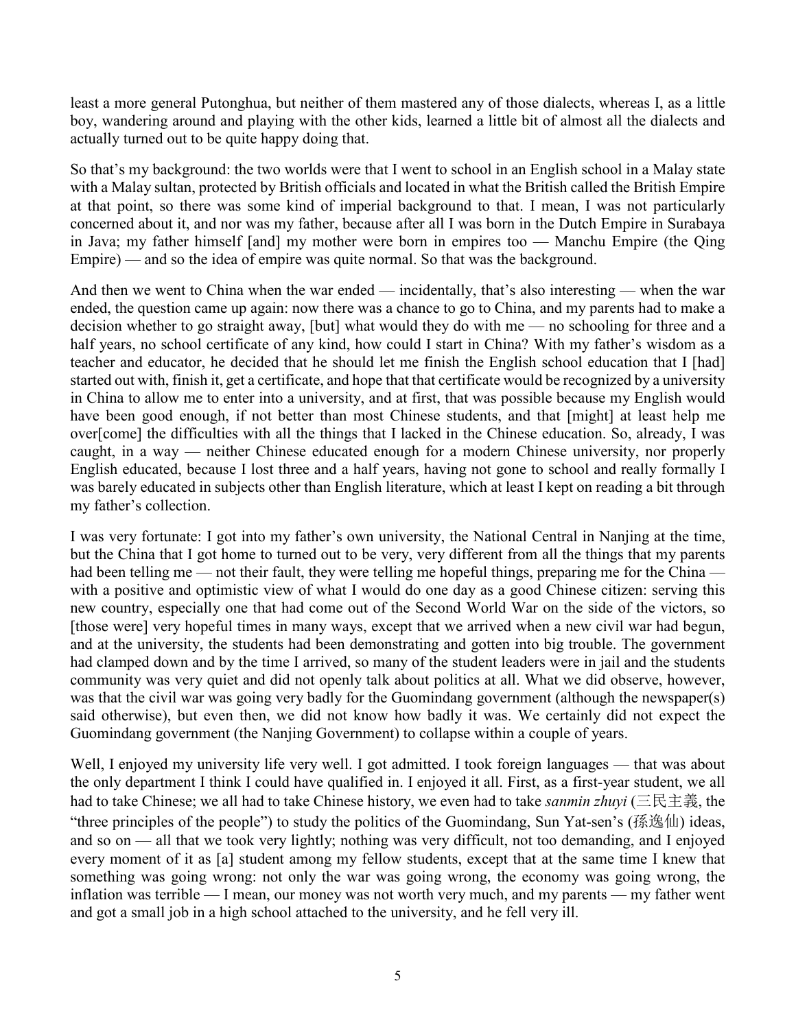least a more general Putonghua, but neither of them mastered any of those dialects, whereas I, as a little boy, wandering around and playing with the other kids, learned a little bit of almost all the dialects and actually turned out to be quite happy doing that.

So that's my background: the two worlds were that I went to school in an English school in a Malay state with a Malay sultan, protected by British officials and located in what the British called the British Empire at that point, so there was some kind of imperial background to that. I mean, I was not particularly concerned about it, and nor was my father, because after all I was born in the Dutch Empire in Surabaya in Java; my father himself [and] my mother were born in empires too — Manchu Empire (the Qing Empire) — and so the idea of empire was quite normal. So that was the background.

And then we went to China when the war ended — incidentally, that's also interesting — when the war ended, the question came up again: now there was a chance to go to China, and my parents had to make a decision whether to go straight away, [but] what would they do with me — no schooling for three and a half years, no school certificate of any kind, how could I start in China? With my father's wisdom as a teacher and educator, he decided that he should let me finish the English school education that I [had] started out with, finish it, get a certificate, and hope that that certificate would be recognized by a university in China to allow me to enter into a university, and at first, that was possible because my English would have been good enough, if not better than most Chinese students, and that [might] at least help me over[come] the difficulties with all the things that I lacked in the Chinese education. So, already, I was caught, in a way — neither Chinese educated enough for a modern Chinese university, nor properly English educated, because I lost three and a half years, having not gone to school and really formally I was barely educated in subjects other than English literature, which at least I kept on reading a bit through my father's collection.

I was very fortunate: I got into my father's own university, the National Central in Nanjing at the time, but the China that I got home to turned out to be very, very different from all the things that my parents had been telling me — not their fault, they were telling me hopeful things, preparing me for the China — with a positive and optimistic view of what I would do one day as a good Chinese citizen: serving this new country, especially one that had come out of the Second World War on the side of the victors, so [those were] very hopeful times in many ways, except that we arrived when a new civil war had begun, and at the university, the students had been demonstrating and gotten into big trouble. The government had clamped down and by the time I arrived, so many of the student leaders were in jail and the students community was very quiet and did not openly talk about politics at all. What we did observe, however, was that the civil war was going very badly for the Guomindang government (although the newspaper(s) said otherwise), but even then, we did not know how badly it was. We certainly did not expect the Guomindang government (the Nanjing Government) to collapse within a couple of years.

Well, I enjoyed my university life very well. I got admitted. I took foreign languages — that was about the only department I think I could have qualified in. I enjoyed it all. First, as a first-year student, we all had to take Chinese; we all had to take Chinese history, we even had to take *sanmin zhuyi* (三民主義, the "three principles of the people") to study the politics of the Guomindang, Sun Yat-sen's (孫逸仙) ideas, and so on — all that we took very lightly; nothing was very difficult, not too demanding, and I enjoyed every moment of it as [a] student among my fellow students, except that at the same time I knew that something was going wrong: not only the war was going wrong, the economy was going wrong, the inflation was terrible — I mean, our money was not worth very much, and my parents — my father went and got a small job in a high school attached to the university, and he fell very ill.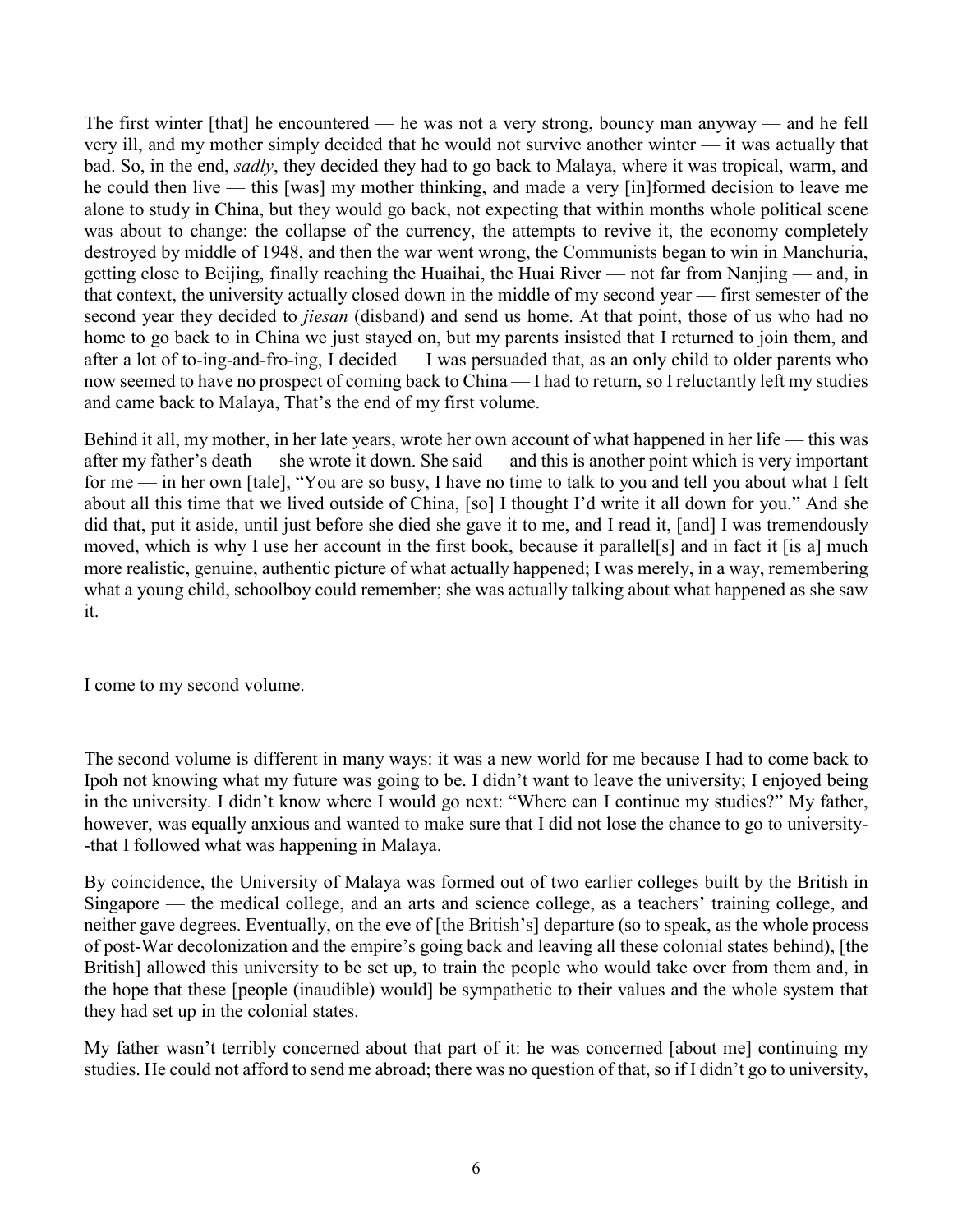The first winter [that] he encountered — he was not a very strong, bouncy man anyway — and he fell very ill, and my mother simply decided that he would not survive another winter — it was actually that bad. So, in the end, *sadly*, they decided they had to go back to Malaya, where it was tropical, warm, and he could then live — this [was] my mother thinking, and made a very [in]formed decision to leave me alone to study in China, but they would go back, not expecting that within months whole political scene was about to change: the collapse of the currency, the attempts to revive it, the economy completely destroyed by middle of 1948, and then the war went wrong, the Communists began to win in Manchuria, getting close to Beijing, finally reaching the Huaihai, the Huai River — not far from Nanjing — and, in that context, the university actually closed down in the middle of my second year — first semester of the second year they decided to *jiesan* (disband) and send us home. At that point, those of us who had no home to go back to in China we just stayed on, but my parents insisted that I returned to join them, and after a lot of to-ing-and-fro-ing, I decided — I was persuaded that, as an only child to older parents who now seemed to have no prospect of coming back to China — I had to return, so I reluctantly left my studies and came back to Malaya, That's the end of my first volume.

Behind it all, my mother, in her late years, wrote her own account of what happened in her life — this was after my father's death — she wrote it down. She said — and this is another point which is very important for me — in her own [tale], "You are so busy, I have no time to talk to you and tell you about what I felt about all this time that we lived outside of China, [so] I thought I'd write it all down for you." And she did that, put it aside, until just before she died she gave it to me, and I read it, [and] I was tremendously moved, which is why I use her account in the first book, because it parallel[s] and in fact it [is a] much more realistic, genuine, authentic picture of what actually happened; I was merely, in a way, remembering what a young child, schoolboy could remember; she was actually talking about what happened as she saw it.

I come to my second volume.

The second volume is different in many ways: it was a new world for me because I had to come back to Ipoh not knowing what my future was going to be. I didn't want to leave the university; I enjoyed being in the university. I didn't know where I would go next: "Where can I continue my studies?" My father, however, was equally anxious and wanted to make sure that I did not lose the chance to go to university--that I followed what was happening in Malaya.

By coincidence, the University of Malaya was formed out of two earlier colleges built by the British in Singapore — the medical college, and an arts and science college, as a teachers' training college, and neither gave degrees. Eventually, on the eve of [the British's] departure (so to speak, as the whole process of post-War decolonization and the empire's going back and leaving all these colonial states behind), [the British] allowed this university to be set up, to train the people who would take over from them and, in the hope that these [people (inaudible) would] be sympathetic to their values and the whole system that they had set up in the colonial states.

My father wasn't terribly concerned about that part of it: he was concerned [about me] continuing my studies. He could not afford to send me abroad; there was no question of that, so if I didn't go to university,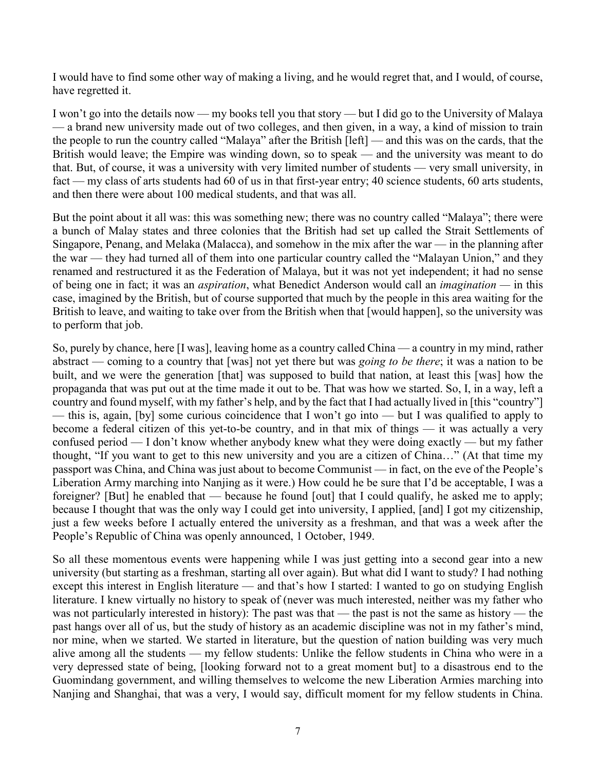I would have to find some other way of making a living, and he would regret that, and I would, of course, have regretted it.

I won't go into the details now — my books tell you that story — but I did go to the University of Malaya — a brand new university made out of two colleges, and then given, in a way, a kind of mission to train the people to run the country called "Malaya" after the British [left] — and this was on the cards, that the British would leave; the Empire was winding down, so to speak — and the university was meant to do that. But, of course, it was a university with very limited number of students — very small university, in fact — my class of arts students had 60 of us in that first-year entry; 40 science students, 60 arts students, and then there were about 100 medical students, and that was all.

But the point about it all was: this was something new; there was no country called "Malaya"; there were a bunch of Malay states and three colonies that the British had set up called the Strait Settlements of Singapore, Penang, and Melaka (Malacca), and somehow in the mix after the war — in the planning after the war — they had turned all of them into one particular country called the "Malayan Union," and they renamed and restructured it as the Federation of Malaya, but it was not yet independent; it had no sense of being one in fact; it was an *aspiration*, what Benedict Anderson would call an *imagination* — in this case, imagined by the British, but of course supported that much by the people in this area waiting for the British to leave, and waiting to take over from the British when that [would happen], so the university was to perform that job.

So, purely by chance, here [I was], leaving home as a country called China — a country in my mind, rather abstract — coming to a country that [was] not yet there but was *going to be there*; it was a nation to be built, and we were the generation [that] was supposed to build that nation, at least this [was] how the propaganda that was put out at the time made it out to be. That was how we started. So, I, in a way, left a country and found myself, with my father's help, and by the fact that I had actually lived in [this "country"] — this is, again, [by] some curious coincidence that I won't go into — but I was qualified to apply to become a federal citizen of this yet-to-be country, and in that mix of things — it was actually a very confused period — I don't know whether anybody knew what they were doing exactly — but my father thought, "If you want to get to this new university and you are a citizen of China…" (At that time my passport was China, and China was just about to become Communist — in fact, on the eve of the People's Liberation Army marching into Nanjing as it were.) How could he be sure that I'd be acceptable, I was a foreigner? [But] he enabled that — because he found [out] that I could qualify, he asked me to apply; because I thought that was the only way I could get into university, I applied, [and] I got my citizenship, just a few weeks before I actually entered the university as a freshman, and that was a week after the People's Republic of China was openly announced, 1 October, 1949.

So all these momentous events were happening while I was just getting into a second gear into a new university (but starting as a freshman, starting all over again). But what did I want to study? I had nothing except this interest in English literature — and that's how I started: I wanted to go on studying English literature. I knew virtually no history to speak of (never was much interested, neither was my father who was not particularly interested in history): The past was that — the past is not the same as history — the past hangs over all of us, but the study of history as an academic discipline was not in my father's mind, nor mine, when we started. We started in literature, but the question of nation building was very much alive among all the students — my fellow students: Unlike the fellow students in China who were in a very depressed state of being, [looking forward not to a great moment but] to a disastrous end to the Guomindang government, and willing themselves to welcome the new Liberation Armies marching into Nanjing and Shanghai, that was a very, I would say, difficult moment for my fellow students in China.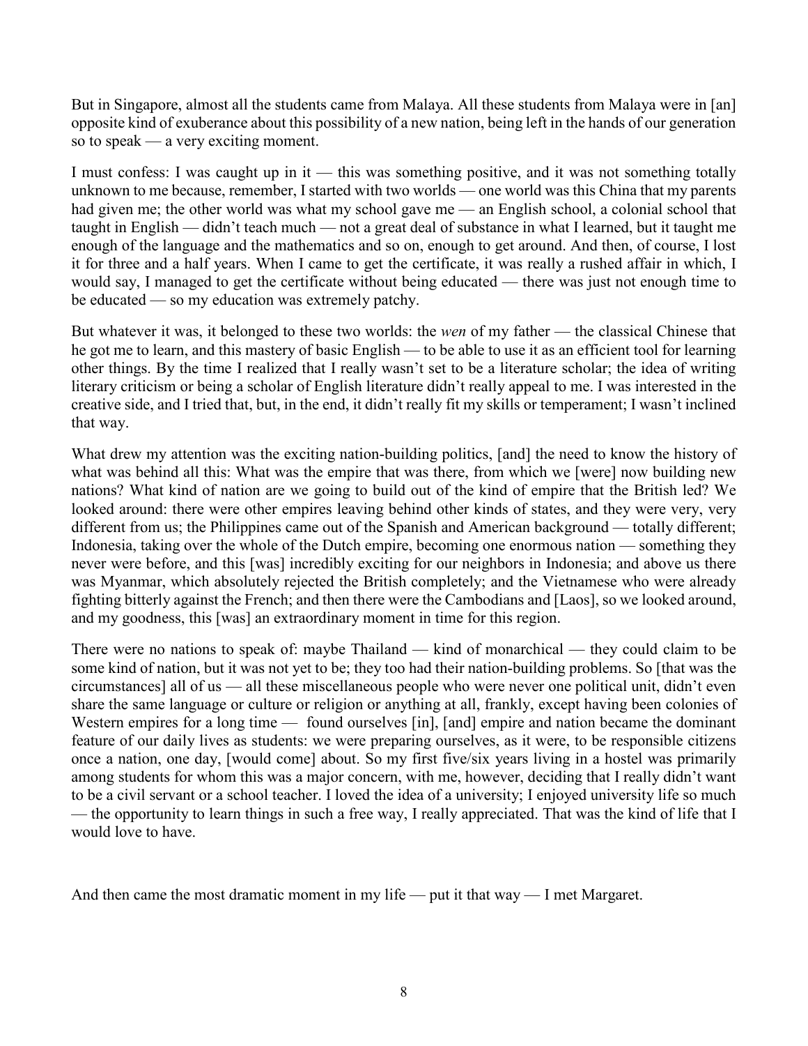But in Singapore, almost all the students came from Malaya. All these students from Malaya were in [an] opposite kind of exuberance about this possibility of a new nation, being left in the hands of our generation so to speak — a very exciting moment.

I must confess: I was caught up in it — this was something positive, and it was not something totally unknown to me because, remember, I started with two worlds — one world was this China that my parents had given me; the other world was what my school gave me — an English school, a colonial school that taught in English — didn't teach much — not a great deal of substance in what I learned, but it taught me enough of the language and the mathematics and so on, enough to get around. And then, of course, I lost it for three and a half years. When I came to get the certificate, it was really a rushed affair in which, I would say, I managed to get the certificate without being educated — there was just not enough time to be educated — so my education was extremely patchy.

But whatever it was, it belonged to these two worlds: the *wen* of my father — the classical Chinese that he got me to learn, and this mastery of basic English — to be able to use it as an efficient tool for learning other things. By the time I realized that I really wasn't set to be a literature scholar; the idea of writing literary criticism or being a scholar of English literature didn't really appeal to me. I was interested in the creative side, and I tried that, but, in the end, it didn't really fit my skills or temperament; I wasn't inclined that way.

What drew my attention was the exciting nation-building politics, [and] the need to know the history of what was behind all this: What was the empire that was there, from which we [were] now building new nations? What kind of nation are we going to build out of the kind of empire that the British led? We looked around: there were other empires leaving behind other kinds of states, and they were very, very different from us; the Philippines came out of the Spanish and American background — totally different; Indonesia, taking over the whole of the Dutch empire, becoming one enormous nation — something they never were before, and this [was] incredibly exciting for our neighbors in Indonesia; and above us there was Myanmar, which absolutely rejected the British completely; and the Vietnamese who were already fighting bitterly against the French; and then there were the Cambodians and [Laos], so we looked around, and my goodness, this [was] an extraordinary moment in time for this region.

There were no nations to speak of: maybe Thailand — kind of monarchical — they could claim to be some kind of nation, but it was not yet to be; they too had their nation-building problems. So [that was the circumstances] all of us — all these miscellaneous people who were never one political unit, didn't even share the same language or culture or religion or anything at all, frankly, except having been colonies of Western empires for a long time — found ourselves [in], [and] empire and nation became the dominant feature of our daily lives as students: we were preparing ourselves, as it were, to be responsible citizens once a nation, one day, [would come] about. So my first five/six years living in a hostel was primarily among students for whom this was a major concern, with me, however, deciding that I really didn't want to be a civil servant or a school teacher. I loved the idea of a university; I enjoyed university life so much — the opportunity to learn things in such a free way, I really appreciated. That was the kind of life that I would love to have.

And then came the most dramatic moment in my life — put it that way — I met Margaret.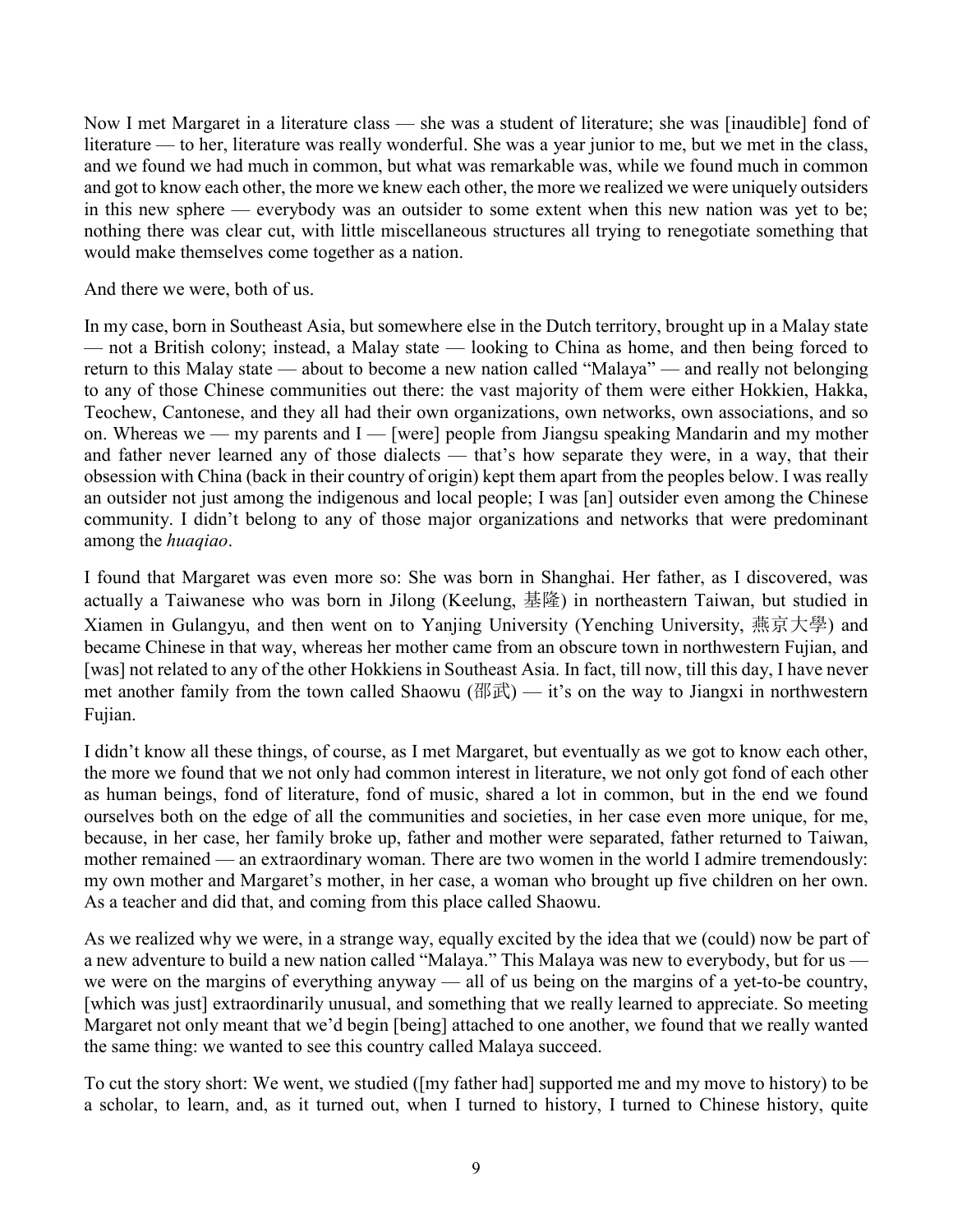Now I met Margaret in a literature class — she was a student of literature; she was [inaudible] fond of literature — to her, literature was really wonderful. She was a year junior to me, but we met in the class, and we found we had much in common, but what was remarkable was, while we found much in common and got to know each other, the more we knew each other, the more we realized we were uniquely outsiders in this new sphere — everybody was an outsider to some extent when this new nation was yet to be; nothing there was clear cut, with little miscellaneous structures all trying to renegotiate something that would make themselves come together as a nation.

And there we were, both of us.

In my case, born in Southeast Asia, but somewhere else in the Dutch territory, brought up in a Malay state — not a British colony; instead, a Malay state — looking to China as home, and then being forced to return to this Malay state — about to become a new nation called "Malaya" — and really not belonging to any of those Chinese communities out there: the vast majority of them were either Hokkien, Hakka, Teochew, Cantonese, and they all had their own organizations, own networks, own associations, and so on. Whereas we — my parents and I — [were] people from Jiangsu speaking Mandarin and my mother and father never learned any of those dialects — that's how separate they were, in a way, that their obsession with China (back in their country of origin) kept them apart from the peoples below. I was really an outsider not just among the indigenous and local people; I was [an] outsider even among the Chinese community. I didn't belong to any of those major organizations and networks that were predominant among the *huaqiao*.

I found that Margaret was even more so: She was born in Shanghai. Her father, as I discovered, was actually a Taiwanese who was born in Jilong (Keelung, 基隆) in northeastern Taiwan, but studied in Xiamen in Gulangyu, and then went on to Yanjing University (Yenching University, 燕京大學) and became Chinese in that way, whereas her mother came from an obscure town in northwestern Fujian, and [was] not related to any of the other Hokkiens in Southeast Asia. In fact, till now, till this day, I have never met another family from the town called Shaowu (邵武) — it's on the way to Jiangxi in northwestern Fujian.

I didn't know all these things, of course, as I met Margaret, but eventually as we got to know each other, the more we found that we not only had common interest in literature, we not only got fond of each other as human beings, fond of literature, fond of music, shared a lot in common, but in the end we found ourselves both on the edge of all the communities and societies, in her case even more unique, for me, because, in her case, her family broke up, father and mother were separated, father returned to Taiwan, mother remained — an extraordinary woman. There are two women in the world I admire tremendously: my own mother and Margaret's mother, in her case, a woman who brought up five children on her own. As a teacher and did that, and coming from this place called Shaowu.

As we realized why we were, in a strange way, equally excited by the idea that we (could) now be part of a new adventure to build a new nation called "Malaya." This Malaya was new to everybody, but for us — we were on the margins of everything anyway — all of us being on the margins of a yet-to-be country, [which was just] extraordinarily unusual, and something that we really learned to appreciate. So meeting Margaret not only meant that we'd begin [being] attached to one another, we found that we really wanted the same thing: we wanted to see this country called Malaya succeed.

To cut the story short: We went, we studied ([my father had] supported me and my move to history) to be a scholar, to learn, and, as it turned out, when I turned to history, I turned to Chinese history, quite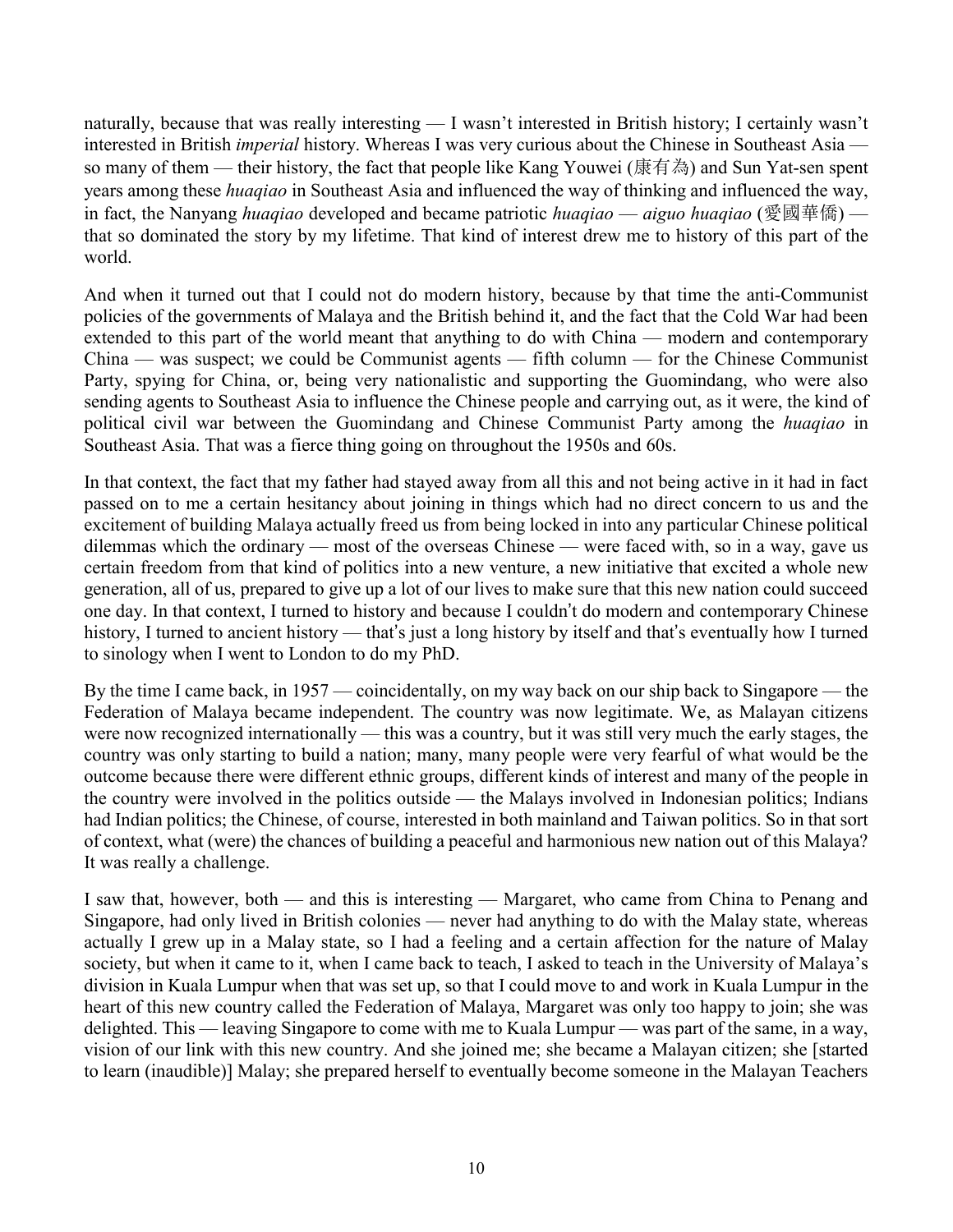naturally, because that was really interesting — I wasn't interested in British history; I certainly wasn't interested in British *imperial* history. Whereas I was very curious about the Chinese in Southeast Asia — so many of them — their history, the fact that people like Kang Youwei (康有為) and Sun Yat-sen spent years among these *huaqiao* in Southeast Asia and influenced the way of thinking and influenced the way, in fact, the Nanyang *huaqiao* developed and became patriotic *huaqiao* — *aiguo huaqiao* (愛國華僑) — that so dominated the story by my lifetime. That kind of interest drew me to history of this part of the world.

And when it turned out that I could not do modern history, because by that time the anti-Communist policies of the governments of Malaya and the British behind it, and the fact that the Cold War had been extended to this part of the world meant that anything to do with China — modern and contemporary China — was suspect; we could be Communist agents — fifth column — for the Chinese Communist Party, spying for China, or, being very nationalistic and supporting the Guomindang, who were also sending agents to Southeast Asia to influence the Chinese people and carrying out, as it were, the kind of political civil war between the Guomindang and Chinese Communist Party among the *huaqiao* in Southeast Asia. That was a fierce thing going on throughout the 1950s and 60s.

In that context, the fact that my father had stayed away from all this and not being active in it had in fact passed on to me a certain hesitancy about joining in things which had no direct concern to us and the excitement of building Malaya actually freed us from being locked in into any particular Chinese political dilemmas which the ordinary — most of the overseas Chinese — were faced with, so in a way, gave us certain freedom from that kind of politics into a new venture, a new initiative that excited a whole new generation, all of us, prepared to give up a lot of our lives to make sure that this new nation could succeed one day. In that context, I turned to history and because I couldn't do modern and contemporary Chinese history, I turned to ancient history — that's just a long history by itself and that's eventually how I turned to sinology when I went to London to do my PhD.

By the time I came back, in 1957 — coincidentally, on my way back on our ship back to Singapore — the Federation of Malaya became independent. The country was now legitimate. We, as Malayan citizens were now recognized internationally — this was a country, but it was still very much the early stages, the country was only starting to build a nation; many, many people were very fearful of what would be the outcome because there were different ethnic groups, different kinds of interest and many of the people in the country were involved in the politics outside — the Malays involved in Indonesian politics; Indians had Indian politics; the Chinese, of course, interested in both mainland and Taiwan politics. So in that sort of context, what (were) the chances of building a peaceful and harmonious new nation out of this Malaya? It was really a challenge.

I saw that, however, both — and this is interesting — Margaret, who came from China to Penang and Singapore, had only lived in British colonies — never had anything to do with the Malay state, whereas actually I grew up in a Malay state, so I had a feeling and a certain affection for the nature of Malay society, but when it came to it, when I came back to teach, I asked to teach in the University of Malaya's division in Kuala Lumpur when that was set up, so that I could move to and work in Kuala Lumpur in the heart of this new country called the Federation of Malaya, Margaret was only too happy to join; she was delighted. This — leaving Singapore to come with me to Kuala Lumpur — was part of the same, in a way, vision of our link with this new country. And she joined me; she became a Malayan citizen; she [started to learn (inaudible)] Malay; she prepared herself to eventually become someone in the Malayan Teachers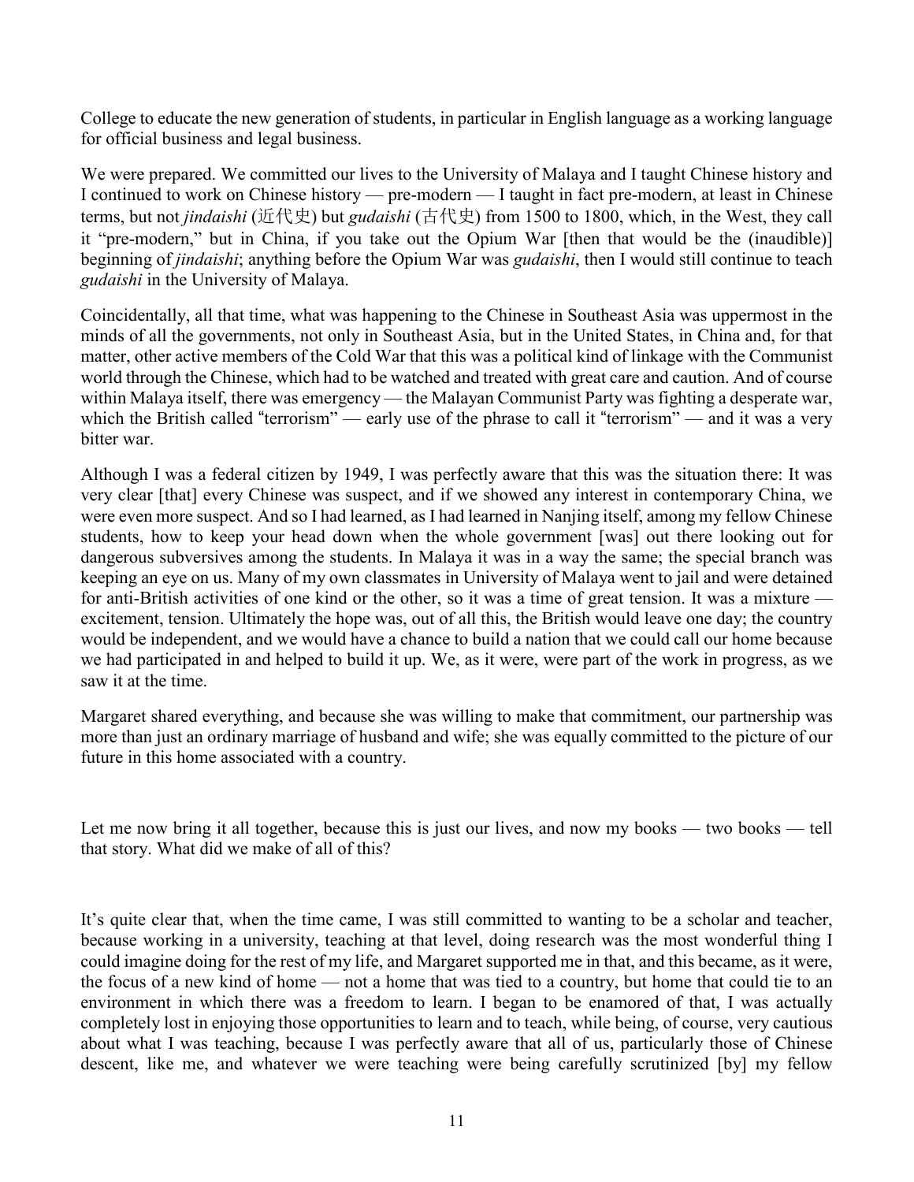College to educate the new generation of students, in particular in English language as a working language for official business and legal business.

We were prepared. We committed our lives to the University of Malaya and I taught Chinese history and I continued to work on Chinese history — pre-modern — I taught in fact pre-modern, at least in Chinese terms, but not *jindaishi* (近代史) but *gudaishi* (古代史) from 1500 to 1800, which, in the West, they call it "pre-modern," but in China, if you take out the Opium War [then that would be the (inaudible)] beginning of *jindaishi*; anything before the Opium War was *gudaishi*, then I would still continue to teach *gudaishi* in the University of Malaya.

Coincidentally, all that time, what was happening to the Chinese in Southeast Asia was uppermost in the minds of all the governments, not only in Southeast Asia, but in the United States, in China and, for that matter, other active members of the Cold War that this was a political kind of linkage with the Communist world through the Chinese, which had to be watched and treated with great care and caution. And of course within Malaya itself, there was emergency — the Malayan Communist Party was fighting a desperate war, which the British called "terrorism" — early use of the phrase to call it "terrorism" — and it was a very bitter war.

Although I was a federal citizen by 1949, I was perfectly aware that this was the situation there: It was very clear [that] every Chinese was suspect, and if we showed any interest in contemporary China, we were even more suspect. And so I had learned, as I had learned in Nanjing itself, among my fellow Chinese students, how to keep your head down when the whole government [was] out there looking out for dangerous subversives among the students. In Malaya it was in a way the same; the special branch was keeping an eye on us. Many of my own classmates in University of Malaya went to jail and were detained for anti-British activities of one kind or the other, so it was a time of great tension. It was a mixture — excitement, tension. Ultimately the hope was, out of all this, the British would leave one day; the country would be independent, and we would have a chance to build a nation that we could call our home because we had participated in and helped to build it up. We, as it were, were part of the work in progress, as we saw it at the time.

Margaret shared everything, and because she was willing to make that commitment, our partnership was more than just an ordinary marriage of husband and wife; she was equally committed to the picture of our future in this home associated with a country.

Let me now bring it all together, because this is just our lives, and now my books — two books — tell that story. What did we make of all of this?

It's quite clear that, when the time came, I was still committed to wanting to be a scholar and teacher, because working in a university, teaching at that level, doing research was the most wonderful thing I could imagine doing for the rest of my life, and Margaret supported me in that, and this became, as it were, the focus of a new kind of home — not a home that was tied to a country, but home that could tie to an environment in which there was a freedom to learn. I began to be enamored of that, I was actually completely lost in enjoying those opportunities to learn and to teach, while being, of course, very cautious about what I was teaching, because I was perfectly aware that all of us, particularly those of Chinese descent, like me, and whatever we were teaching were being carefully scrutinized [by] my fellow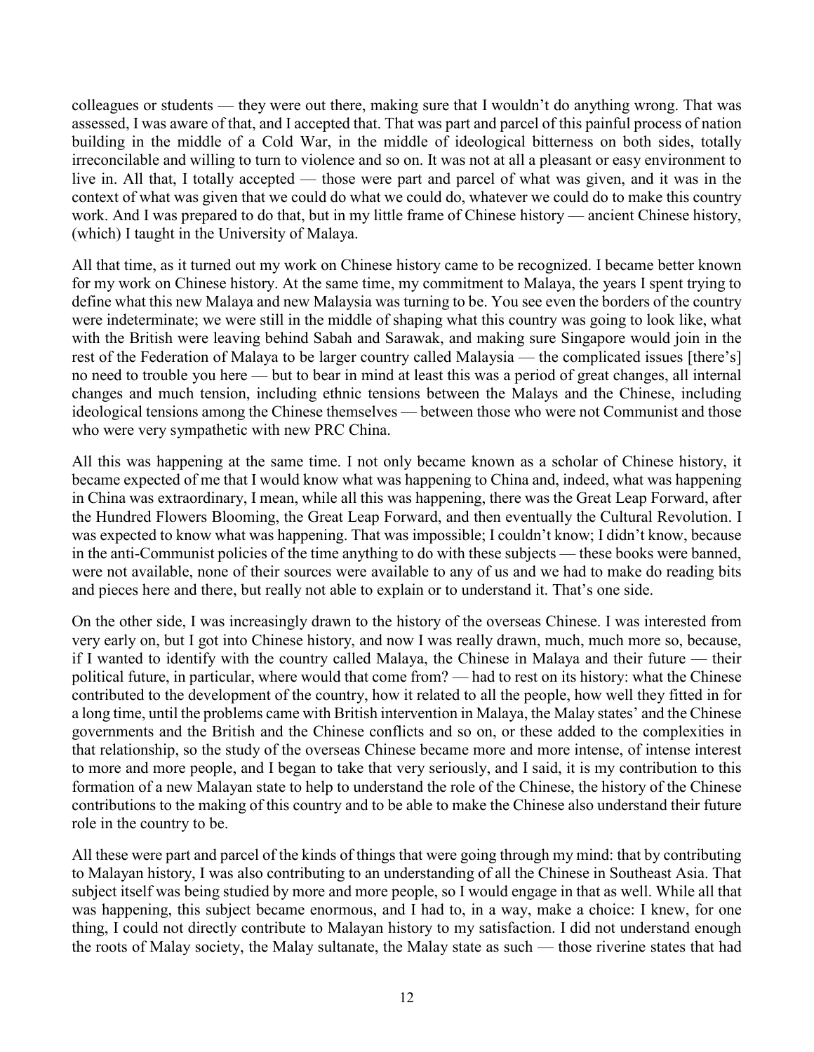colleagues or students — they were out there, making sure that I wouldn't do anything wrong. That was assessed, I was aware of that, and I accepted that. That was part and parcel of this painful process of nation building in the middle of a Cold War, in the middle of ideological bitterness on both sides, totally irreconcilable and willing to turn to violence and so on. It was not at all a pleasant or easy environment to live in. All that, I totally accepted — those were part and parcel of what was given, and it was in the context of what was given that we could do what we could do, whatever we could do to make this country work. And I was prepared to do that, but in my little frame of Chinese history — ancient Chinese history, (which) I taught in the University of Malaya.

All that time, as it turned out my work on Chinese history came to be recognized. I became better known for my work on Chinese history. At the same time, my commitment to Malaya, the years I spent trying to define what this new Malaya and new Malaysia was turning to be. You see even the borders of the country were indeterminate; we were still in the middle of shaping what this country was going to look like, what with the British were leaving behind Sabah and Sarawak, and making sure Singapore would join in the rest of the Federation of Malaya to be larger country called Malaysia — the complicated issues [there's] no need to trouble you here — but to bear in mind at least this was a period of great changes, all internal changes and much tension, including ethnic tensions between the Malays and the Chinese, including ideological tensions among the Chinese themselves — between those who were not Communist and those who were very sympathetic with new PRC China.

All this was happening at the same time. I not only became known as a scholar of Chinese history, it became expected of me that I would know what was happening to China and, indeed, what was happening in China was extraordinary, I mean, while all this was happening, there was the Great Leap Forward, after the Hundred Flowers Blooming, the Great Leap Forward, and then eventually the Cultural Revolution. I was expected to know what was happening. That was impossible; I couldn't know; I didn't know, because in the anti-Communist policies of the time anything to do with these subjects — these books were banned, were not available, none of their sources were available to any of us and we had to make do reading bits and pieces here and there, but really not able to explain or to understand it. That's one side.

On the other side, I was increasingly drawn to the history of the overseas Chinese. I was interested from very early on, but I got into Chinese history, and now I was really drawn, much, much more so, because, if I wanted to identify with the country called Malaya, the Chinese in Malaya and their future — their political future, in particular, where would that come from? — had to rest on its history: what the Chinese contributed to the development of the country, how it related to all the people, how well they fitted in for a long time, until the problems came with British intervention in Malaya, the Malay states' and the Chinese governments and the British and the Chinese conflicts and so on, or these added to the complexities in that relationship, so the study of the overseas Chinese became more and more intense, of intense interest to more and more people, and I began to take that very seriously, and I said, it is my contribution to this formation of a new Malayan state to help to understand the role of the Chinese, the history of the Chinese contributions to the making of this country and to be able to make the Chinese also understand their future role in the country to be.

All these were part and parcel of the kinds of things that were going through my mind: that by contributing to Malayan history, I was also contributing to an understanding of all the Chinese in Southeast Asia. That subject itself was being studied by more and more people, so I would engage in that as well. While all that was happening, this subject became enormous, and I had to, in a way, make a choice: I knew, for one thing, I could not directly contribute to Malayan history to my satisfaction. I did not understand enough the roots of Malay society, the Malay sultanate, the Malay state as such — those riverine states that had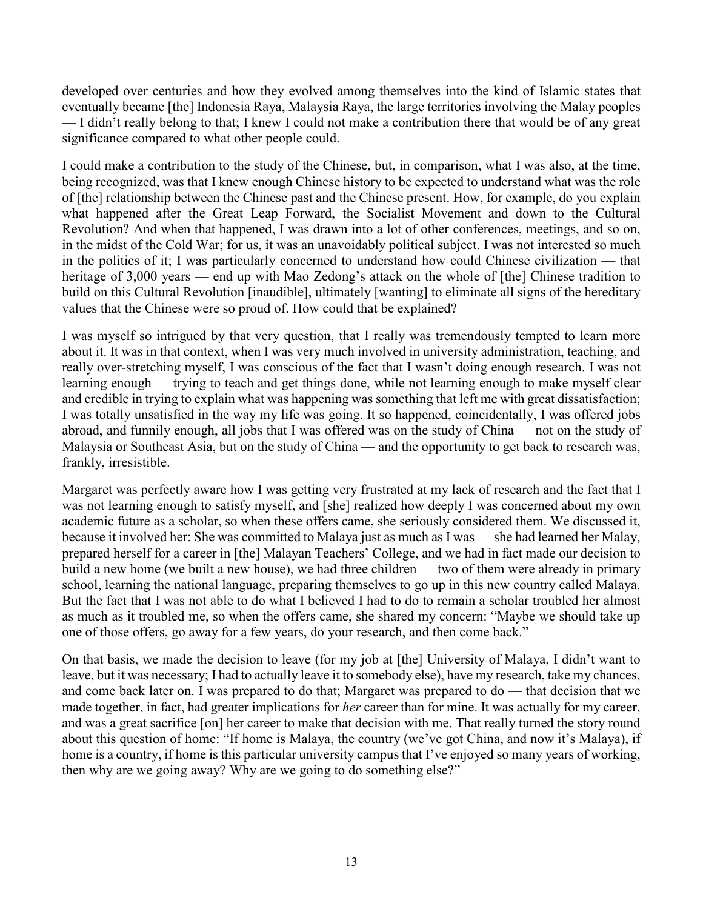developed over centuries and how they evolved among themselves into the kind of Islamic states that eventually became [the] Indonesia Raya, Malaysia Raya, the large territories involving the Malay peoples — I didn't really belong to that; I knew I could not make a contribution there that would be of any great significance compared to what other people could.

I could make a contribution to the study of the Chinese, but, in comparison, what I was also, at the time, being recognized, was that I knew enough Chinese history to be expected to understand what was the role of [the] relationship between the Chinese past and the Chinese present. How, for example, do you explain what happened after the Great Leap Forward, the Socialist Movement and down to the Cultural Revolution? And when that happened, I was drawn into a lot of other conferences, meetings, and so on, in the midst of the Cold War; for us, it was an unavoidably political subject. I was not interested so much in the politics of it; I was particularly concerned to understand how could Chinese civilization — that heritage of 3,000 years — end up with Mao Zedong's attack on the whole of [the] Chinese tradition to build on this Cultural Revolution [inaudible], ultimately [wanting] to eliminate all signs of the hereditary values that the Chinese were so proud of. How could that be explained?

I was myself so intrigued by that very question, that I really was tremendously tempted to learn more about it. It was in that context, when I was very much involved in university administration, teaching, and really over-stretching myself, I was conscious of the fact that I wasn't doing enough research. I was not learning enough — trying to teach and get things done, while not learning enough to make myself clear and credible in trying to explain what was happening was something that left me with great dissatisfaction; I was totally unsatisfied in the way my life was going. It so happened, coincidentally, I was offered jobs abroad, and funnily enough, all jobs that I was offered was on the study of China — not on the study of Malaysia or Southeast Asia, but on the study of China — and the opportunity to get back to research was, frankly, irresistible.

Margaret was perfectly aware how I was getting very frustrated at my lack of research and the fact that I was not learning enough to satisfy myself, and [she] realized how deeply I was concerned about my own academic future as a scholar, so when these offers came, she seriously considered them. We discussed it, because it involved her: She was committed to Malaya just as much as I was — she had learned her Malay, prepared herself for a career in [the] Malayan Teachers' College, and we had in fact made our decision to build a new home (we built a new house), we had three children — two of them were already in primary school, learning the national language, preparing themselves to go up in this new country called Malaya. But the fact that I was not able to do what I believed I had to do to remain a scholar troubled her almost as much as it troubled me, so when the offers came, she shared my concern: "Maybe we should take up one of those offers, go away for a few years, do your research, and then come back."

On that basis, we made the decision to leave (for my job at [the] University of Malaya, I didn't want to leave, but it was necessary; I had to actually leave it to somebody else), have my research, take my chances, and come back later on. I was prepared to do that; Margaret was prepared to do — that decision that we made together, in fact, had greater implications for *her* career than for mine. It was actually for my career, and was a great sacrifice [on] her career to make that decision with me. That really turned the story round about this question of home: "If home is Malaya, the country (we've got China, and now it's Malaya), if home is a country, if home is this particular university campus that I've enjoyed so many years of working, then why are we going away? Why are we going to do something else?"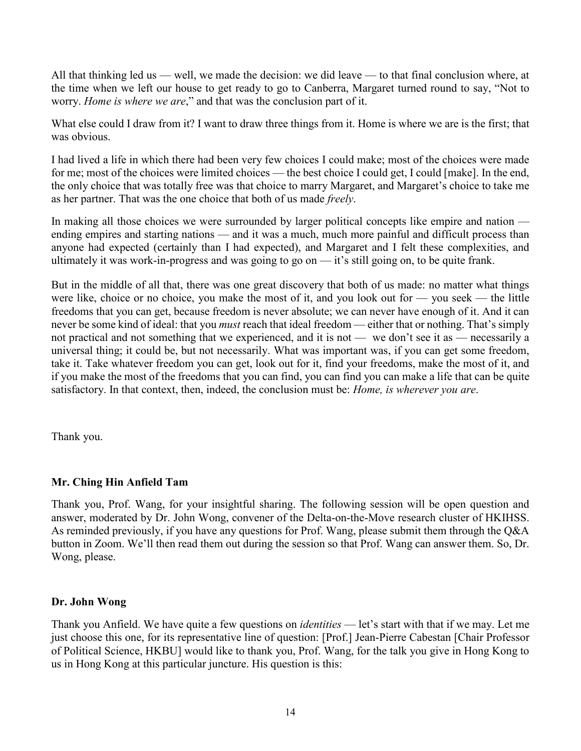All that thinking led us — well, we made the decision: we did leave — to that final conclusion where, at the time when we left our house to get ready to go to Canberra, Margaret turned round to say, "Not to worry. *Home is where we are*," and that was the conclusion part of it.

What else could I draw from it? I want to draw three things from it. Home is where we are is the first; that was obvious.

I had lived a life in which there had been very few choices I could make; most of the choices were made for me; most of the choices were limited choices — the best choice I could get, I could [make]. In the end, the only choice that was totally free was that choice to marry Margaret, and Margaret's choice to take me as her partner. That was the one choice that both of us made *freely*.

In making all those choices we were surrounded by larger political concepts like empire and nation — ending empires and starting nations — and it was a much, much more painful and difficult process than anyone had expected (certainly than I had expected), and Margaret and I felt these complexities, and ultimately it was work-in-progress and was going to go on — it's still going on, to be quite frank.

But in the middle of all that, there was one great discovery that both of us made: no matter what things were like, choice or no choice, you make the most of it, and you look out for — you seek — the little freedoms that you can get, because freedom is never absolute; we can never have enough of it. And it can never be some kind of ideal: that you *must* reach that ideal freedom — either that or nothing. That's simply not practical and not something that we experienced, and it is not — we don't see it as — necessarily a universal thing; it could be, but not necessarily. What was important was, if you can get some freedom, take it. Take whatever freedom you can get, look out for it, find your freedoms, make the most of it, and if you make the most of the freedoms that you can find, you can find you can make a life that can be quite satisfactory. In that context, then, indeed, the conclusion must be: *Home, is wherever you are*.

Thank you.

**Mr. Ching Hin Anfield Tam**

Thank you, Prof. Wang, for your insightful sharing. The following session will be open question and answer, moderated by Dr. John Wong, convener of the Delta-on-the-Move research cluster of HKIHSS. As reminded previously, if you have any questions for Prof. Wang, please submit them through the Q&A button in Zoom. We'll then read them out during the session so that Prof. Wang can answer them. So, Dr. Wong, please.

**Dr. John Wong**

Thank you Anfield. We have quite a few questions on *identities* — let's start with that if we may. Let me just choose this one, for its representative line of question: [Prof.] Jean-Pierre Cabestan [Chair Professor of Political Science, HKBU] would like to thank you, Prof. Wang, for the talk you give in Hong Kong to us in Hong Kong at this particular juncture. His question is this: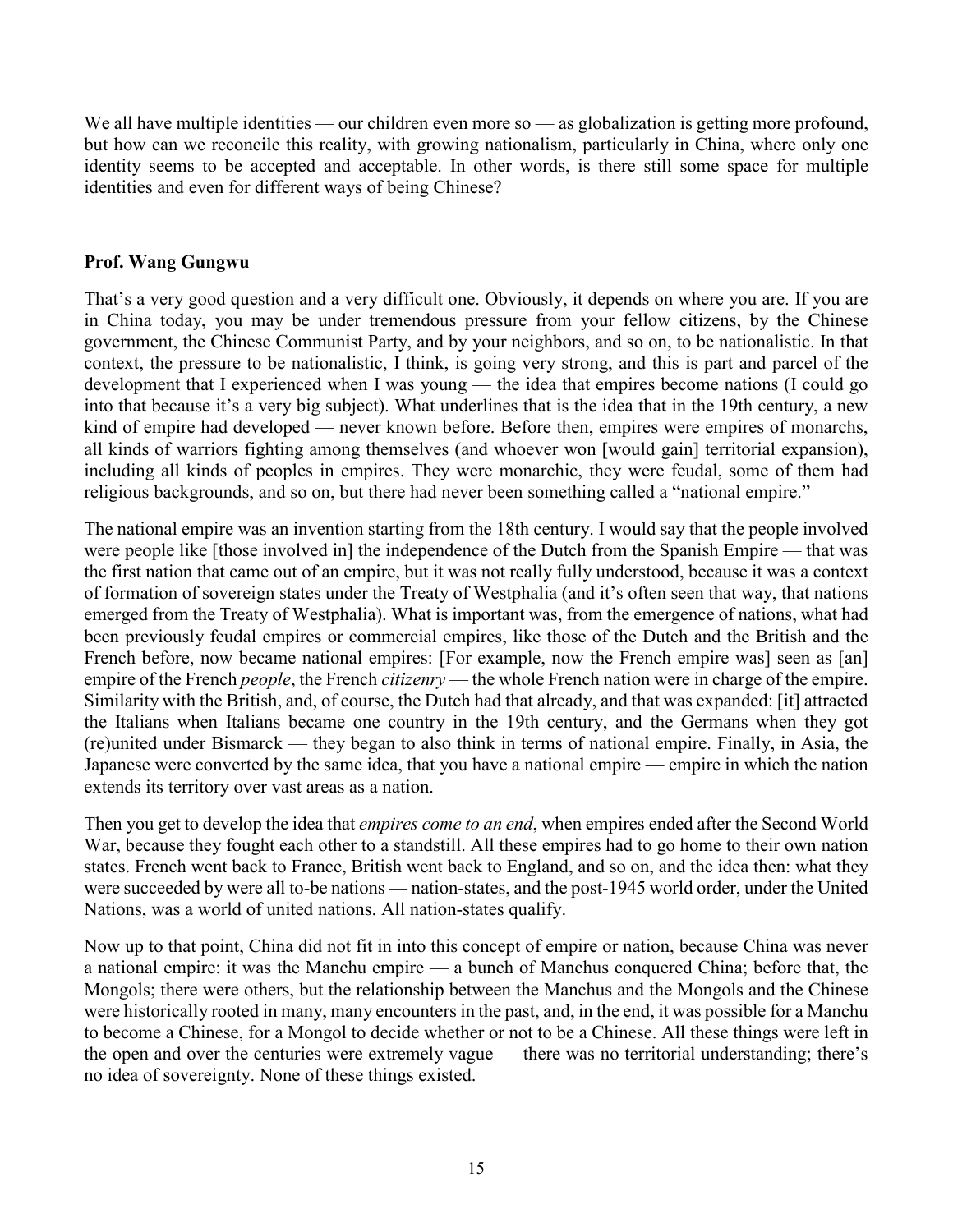We all have multiple identities — our children even more so — as globalization is getting more profound, but how can we reconcile this reality, with growing nationalism, particularly in China, where only one identity seems to be accepted and acceptable. In other words, is there still some space for multiple identities and even for different ways of being Chinese?

**Prof. Wang Gungwu**

That's a very good question and a very difficult one. Obviously, it depends on where you are. If you are in China today, you may be under tremendous pressure from your fellow citizens, by the Chinese government, the Chinese Communist Party, and by your neighbors, and so on, to be nationalistic. In that context, the pressure to be nationalistic, I think, is going very strong, and this is part and parcel of the development that I experienced when I was young — the idea that empires become nations (I could go into that because it's a very big subject). What underlines that is the idea that in the 19th century, a new kind of empire had developed — never known before. Before then, empires were empires of monarchs, all kinds of warriors fighting among themselves (and whoever won [would gain] territorial expansion), including all kinds of peoples in empires. They were monarchic, they were feudal, some of them had religious backgrounds, and so on, but there had never been something called a "national empire."

The national empire was an invention starting from the 18th century. I would say that the people involved were people like [those involved in] the independence of the Dutch from the Spanish Empire — that was the first nation that came out of an empire, but it was not really fully understood, because it was a context of formation of sovereign states under the Treaty of Westphalia (and it's often seen that way, that nations emerged from the Treaty of Westphalia). What is important was, from the emergence of nations, what had been previously feudal empires or commercial empires, like those of the Dutch and the British and the French before, now became national empires: [For example, now the French empire was] seen as [an] empire of the French *people*, the French *citizenry* — the whole French nation were in charge of the empire. Similarity with the British, and, of course, the Dutch had that already, and that was expanded: [it] attracted the Italians when Italians became one country in the 19th century, and the Germans when they got (re)united under Bismarck — they began to also think in terms of national empire. Finally, in Asia, the Japanese were converted by the same idea, that you have a national empire — empire in which the nation extends its territory over vast areas as a nation.

Then you get to develop the idea that *empires come to an end*, when empires ended after the Second World War, because they fought each other to a standstill. All these empires had to go home to their own nation states. French went back to France, British went back to England, and so on, and the idea then: what they were succeeded by were all to-be nations — nation-states, and the post-1945 world order, under the United Nations, was a world of united nations. All nation-states qualify.

Now up to that point, China did not fit in into this concept of empire or nation, because China was never a national empire: it was the Manchu empire — a bunch of Manchus conquered China; before that, the Mongols; there were others, but the relationship between the Manchus and the Mongols and the Chinese were historically rooted in many, many encounters in the past, and, in the end, it was possible for a Manchu to become a Chinese, for a Mongol to decide whether or not to be a Chinese. All these things were left in the open and over the centuries were extremely vague — there was no territorial understanding; there's no idea of sovereignty. None of these things existed.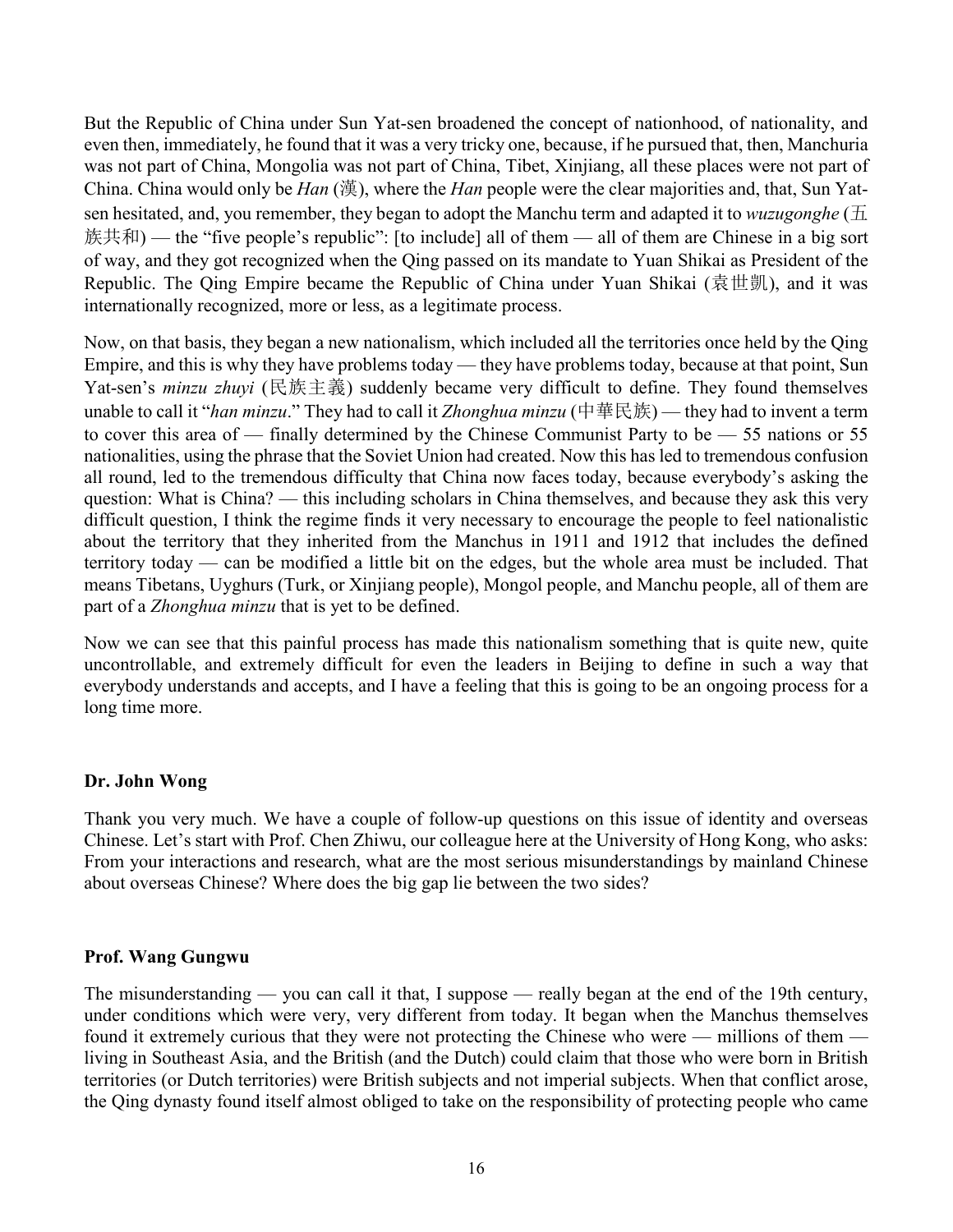But the Republic of China under Sun Yat-sen broadened the concept of nationhood, of nationality, and even then, immediately, he found that it was a very tricky one, because, if he pursued that, then, Manchuria was not part of China, Mongolia was not part of China, Tibet, Xinjiang, all these places were not part of China. China would only be *Han* (漢), where the *Han* people were the clear majorities and, that, Sun Yat-sen hesitated, and, you remember, they began to adopt the Manchu term and adapted it to *wuzugonghe* (五族共和) — the "five people's republic": [to include] all of them — all of them are Chinese in a big sort of way, and they got recognized when the Qing passed on its mandate to Yuan Shikai as President of the Republic. The Qing Empire became the Republic of China under Yuan Shikai (袁世凱), and it was internationally recognized, more or less, as a legitimate process.

Now, on that basis, they began a new nationalism, which included all the territories once held by the Qing Empire, and this is why they have problems today — they have problems today, because at that point, Sun Yat-sen's *minzu zhuyi* (民族主義) suddenly became very difficult to define. They found themselves unable to call it "*han minzu*." They had to call it *Zhonghua minzu* (中華民族) — they had to invent a term to cover this area of — finally determined by the Chinese Communist Party to be — 55 nations or 55 nationalities, using the phrase that the Soviet Union had created. Now this has led to tremendous confusion all round, led to the tremendous difficulty that China now faces today, because everybody's asking the question: What is China? — this including scholars in China themselves, and because they ask this very difficult question, I think the regime finds it very necessary to encourage the people to feel nationalistic about the territory that they inherited from the Manchus in 1911 and 1912 that includes the defined territory today — can be modified a little bit on the edges, but the whole area must be included. That means Tibetans, Uyghurs (Turk, or Xinjiang people), Mongol people, and Manchu people, all of them are part of a *Zhonghua minzu* that is yet to be defined.

Now we can see that this painful process has made this nationalism something that is quite new, quite uncontrollable, and extremely difficult for even the leaders in Beijing to define in such a way that everybody understands and accepts, and I have a feeling that this is going to be an ongoing process for a long time more.

**Dr. John Wong**

Thank you very much. We have a couple of follow-up questions on this issue of identity and overseas Chinese. Let's start with Prof. Chen Zhiwu, our colleague here at the University of Hong Kong, who asks: From your interactions and research, what are the most serious misunderstandings by mainland Chinese about overseas Chinese? Where does the big gap lie between the two sides?

**Prof. Wang Gungwu**

The misunderstanding — you can call it that, I suppose — really began at the end of the 19th century, under conditions which were very, very different from today. It began when the Manchus themselves found it extremely curious that they were not protecting the Chinese who were — millions of them — living in Southeast Asia, and the British (and the Dutch) could claim that those who were born in British territories (or Dutch territories) were British subjects and not imperial subjects. When that conflict arose, the Qing dynasty found itself almost obliged to take on the responsibility of protecting people who came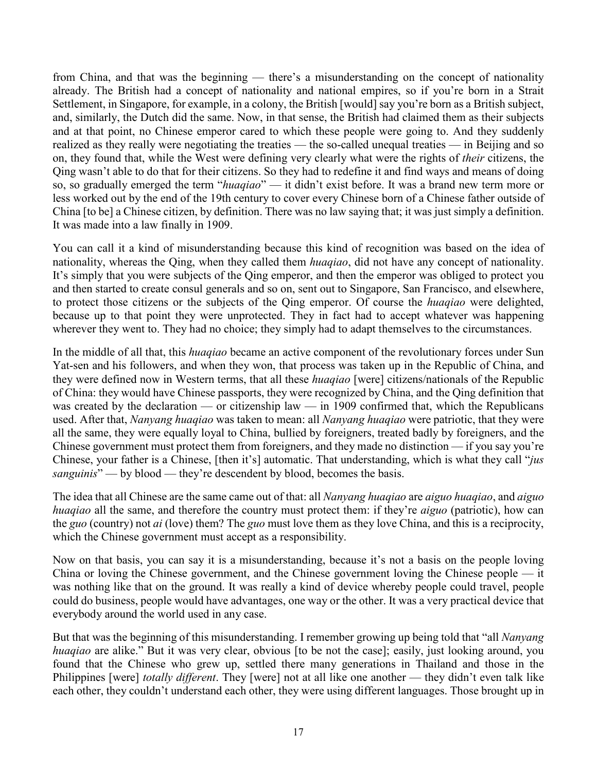from China, and that was the beginning — there's a misunderstanding on the concept of nationality already. The British had a concept of nationality and national empires, so if you're born in a Strait Settlement, in Singapore, for example, in a colony, the British [would] say you're born as a British subject, and, similarly, the Dutch did the same. Now, in that sense, the British had claimed them as their subjects and at that point, no Chinese emperor cared to which these people were going to. And they suddenly realized as they really were negotiating the treaties — the so-called unequal treaties — in Beijing and so on, they found that, while the West were defining very clearly what were the rights of *their* citizens, the Qing wasn't able to do that for their citizens. So they had to redefine it and find ways and means of doing so, so gradually emerged the term "*huaqiao*" — it didn't exist before. It was a brand new term more or less worked out by the end of the 19th century to cover every Chinese born of a Chinese father outside of China [to be] a Chinese citizen, by definition. There was no law saying that; it was just simply a definition. It was made into a law finally in 1909.

You can call it a kind of misunderstanding because this kind of recognition was based on the idea of nationality, whereas the Qing, when they called them *huaqiao*, did not have any concept of nationality. It's simply that you were subjects of the Qing emperor, and then the emperor was obliged to protect you and then started to create consul generals and so on, sent out to Singapore, San Francisco, and elsewhere, to protect those citizens or the subjects of the Qing emperor. Of course the *huaqiao* were delighted, because up to that point they were unprotected. They in fact had to accept whatever was happening wherever they went to. They had no choice; they simply had to adapt themselves to the circumstances.

In the middle of all that, this *huaqiao* became an active component of the revolutionary forces under Sun Yat-sen and his followers, and when they won, that process was taken up in the Republic of China, and they were defined now in Western terms, that all these *huaqiao* [were] citizens/nationals of the Republic of China: they would have Chinese passports, they were recognized by China, and the Qing definition that was created by the declaration — or citizenship law — in 1909 confirmed that, which the Republicans used. After that, *Nanyang huaqiao* was taken to mean: all *Nanyang huaqiao* were patriotic, that they were all the same, they were equally loyal to China, bullied by foreigners, treated badly by foreigners, and the Chinese government must protect them from foreigners, and they made no distinction — if you say you're Chinese, your father is a Chinese, [then it's] automatic. That understanding, which is what they call "*jus sanguinis*" — by blood — they're descendent by blood, becomes the basis.

The idea that all Chinese are the same came out of that: all *Nanyang huaqiao* are *aiguo huaqiao*, and *aiguo huaqiao* all the same, and therefore the country must protect them: if they're *aiguo* (patriotic), how can the *guo* (country) not *ai* (love) them? The *guo* must love them as they love China, and this is a reciprocity, which the Chinese government must accept as a responsibility.

Now on that basis, you can say it is a misunderstanding, because it's not a basis on the people loving China or loving the Chinese government, and the Chinese government loving the Chinese people — it was nothing like that on the ground. It was really a kind of device whereby people could travel, people could do business, people would have advantages, one way or the other. It was a very practical device that everybody around the world used in any case.

But that was the beginning of this misunderstanding. I remember growing up being told that "all *Nanyang huaqiao* are alike." But it was very clear, obvious [to be not the case]; easily, just looking around, you found that the Chinese who grew up, settled there many generations in Thailand and those in the Philippines [were] *totally different*. They [were] not at all like one another — they didn't even talk like each other, they couldn't understand each other, they were using different languages. Those brought up in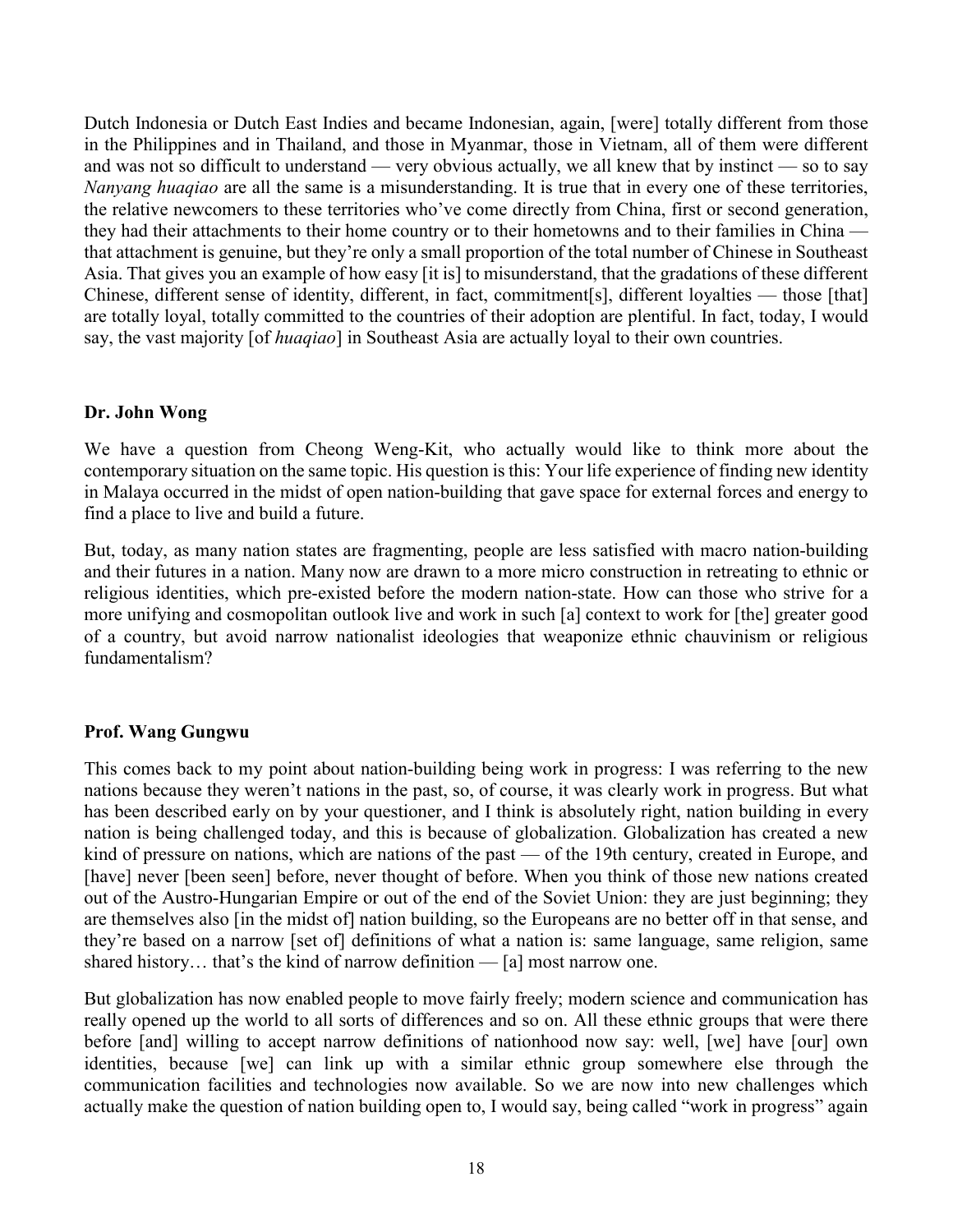Dutch Indonesia or Dutch East Indies and became Indonesian, again, [were] totally different from those in the Philippines and in Thailand, and those in Myanmar, those in Vietnam, all of them were different and was not so difficult to understand — very obvious actually, we all knew that by instinct — so to say *Nanyang huaqiao* are all the same is a misunderstanding. It is true that in every one of these territories, the relative newcomers to these territories who've come directly from China, first or second generation, they had their attachments to their home country or to their hometowns and to their families in China — that attachment is genuine, but they're only a small proportion of the total number of Chinese in Southeast Asia. That gives you an example of how easy [it is] to misunderstand, that the gradations of these different Chinese, different sense of identity, different, in fact, commitment[s], different loyalties — those [that] are totally loyal, totally committed to the countries of their adoption are plentiful. In fact, today, I would say, the vast majority [of *huaqiao*] in Southeast Asia are actually loyal to their own countries.

**Dr. John Wong**

We have a question from Cheong Weng-Kit, who actually would like to think more about the contemporary situation on the same topic. His question is this: Your life experience of finding new identity in Malaya occurred in the midst of open nation-building that gave space for external forces and energy to find a place to live and build a future.

But, today, as many nation states are fragmenting, people are less satisfied with macro nation-building and their futures in a nation. Many now are drawn to a more micro construction in retreating to ethnic or religious identities, which pre-existed before the modern nation-state. How can those who strive for a more unifying and cosmopolitan outlook live and work in such [a] context to work for [the] greater good of a country, but avoid narrow nationalist ideologies that weaponize ethnic chauvinism or religious fundamentalism?

**Prof. Wang Gungwu**

This comes back to my point about nation-building being work in progress: I was referring to the new nations because they weren't nations in the past, so, of course, it was clearly work in progress. But what has been described early on by your questioner, and I think is absolutely right, nation building in every nation is being challenged today, and this is because of globalization. Globalization has created a new kind of pressure on nations, which are nations of the past — of the 19th century, created in Europe, and [have] never [been seen] before, never thought of before. When you think of those new nations created out of the Austro-Hungarian Empire or out of the end of the Soviet Union: they are just beginning; they are themselves also [in the midst of] nation building, so the Europeans are no better off in that sense, and they're based on a narrow [set of] definitions of what a nation is: same language, same religion, same shared history… that's the kind of narrow definition — [a] most narrow one.

But globalization has now enabled people to move fairly freely; modern science and communication has really opened up the world to all sorts of differences and so on. All these ethnic groups that were there before [and] willing to accept narrow definitions of nationhood now say: well, [we] have [our] own identities, because [we] can link up with a similar ethnic group somewhere else through the communication facilities and technologies now available. So we are now into new challenges which actually make the question of nation building open to, I would say, being called "work in progress" again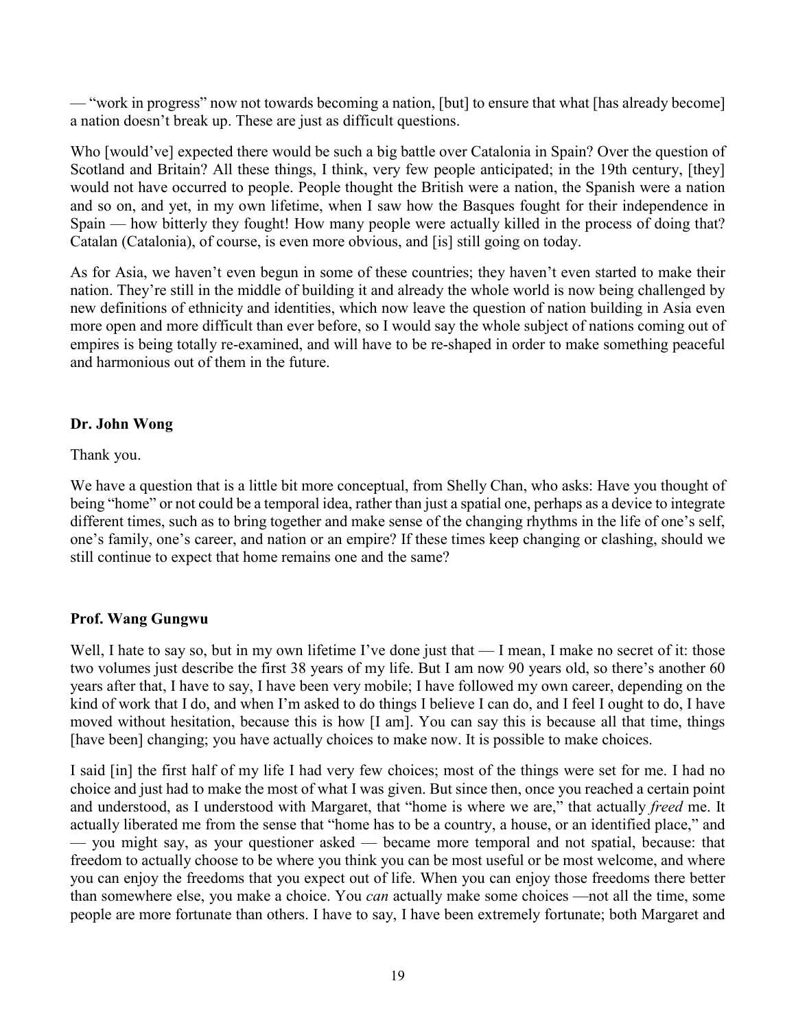— "work in progress" now not towards becoming a nation, [but] to ensure that what [has already become] a nation doesn't break up. These are just as difficult questions.

Who [would've] expected there would be such a big battle over Catalonia in Spain? Over the question of Scotland and Britain? All these things, I think, very few people anticipated; in the 19th century, [they] would not have occurred to people. People thought the British were a nation, the Spanish were a nation and so on, and yet, in my own lifetime, when I saw how the Basques fought for their independence in Spain — how bitterly they fought! How many people were actually killed in the process of doing that? Catalan (Catalonia), of course, is even more obvious, and [is] still going on today.

As for Asia, we haven't even begun in some of these countries; they haven't even started to make their nation. They're still in the middle of building it and already the whole world is now being challenged by new definitions of ethnicity and identities, which now leave the question of nation building in Asia even more open and more difficult than ever before, so I would say the whole subject of nations coming out of empires is being totally re-examined, and will have to be re-shaped in order to make something peaceful and harmonious out of them in the future.

**Dr. John Wong**

Thank you.

We have a question that is a little bit more conceptual, from Shelly Chan, who asks: Have you thought of being "home" or not could be a temporal idea, rather than just a spatial one, perhaps as a device to integrate different times, such as to bring together and make sense of the changing rhythms in the life of one's self, one's family, one's career, and nation or an empire? If these times keep changing or clashing, should we still continue to expect that home remains one and the same?

**Prof. Wang Gungwu**

Well, I hate to say so, but in my own lifetime I've done just that — I mean, I make no secret of it: those two volumes just describe the first 38 years of my life. But I am now 90 years old, so there's another 60 years after that, I have to say, I have been very mobile; I have followed my own career, depending on the kind of work that I do, and when I'm asked to do things I believe I can do, and I feel I ought to do, I have moved without hesitation, because this is how [I am]. You can say this is because all that time, things [have been] changing; you have actually choices to make now. It is possible to make choices.

I said [in] the first half of my life I had very few choices; most of the things were set for me. I had no choice and just had to make the most of what I was given. But since then, once you reached a certain point and understood, as I understood with Margaret, that "home is where we are," that actually *freed* me. It actually liberated me from the sense that "home has to be a country, a house, or an identified place," and — you might say, as your questioner asked — became more temporal and not spatial, because: that freedom to actually choose to be where you think you can be most useful or be most welcome, and where you can enjoy the freedoms that you expect out of life. When you can enjoy those freedoms there better than somewhere else, you make a choice. You *can* actually make some choices —not all the time, some people are more fortunate than others. I have to say, I have been extremely fortunate; both Margaret and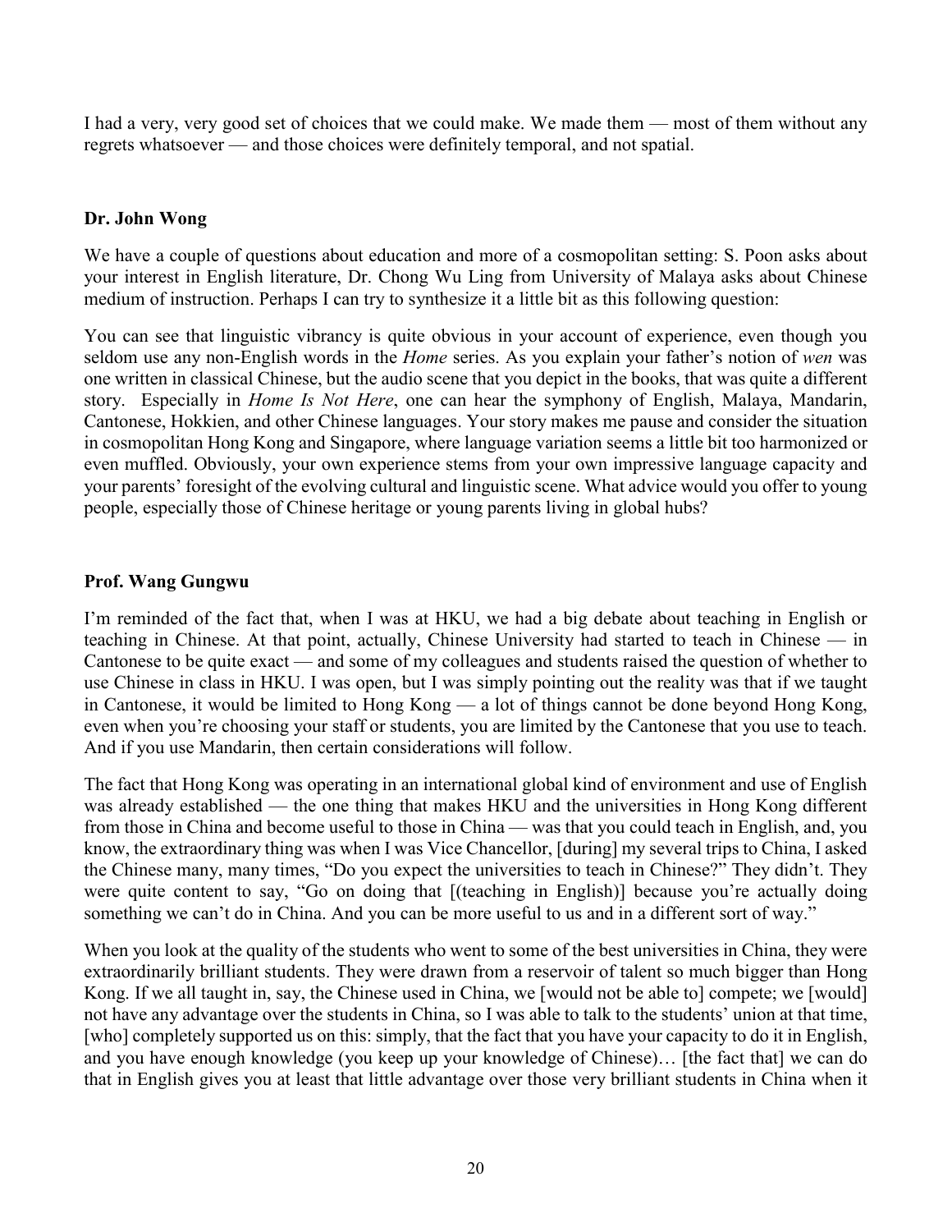I had a very, very good set of choices that we could make. We made them — most of them without any regrets whatsoever — and those choices were definitely temporal, and not spatial.

**Dr. John Wong**

We have a couple of questions about education and more of a cosmopolitan setting: S. Poon asks about your interest in English literature, Dr. Chong Wu Ling from University of Malaya asks about Chinese medium of instruction. Perhaps I can try to synthesize it a little bit as this following question:

You can see that linguistic vibrancy is quite obvious in your account of experience, even though you seldom use any non-English words in the *Home* series. As you explain your father's notion of *wen* was one written in classical Chinese, but the audio scene that you depict in the books, that was quite a different story. Especially in *Home Is Not Here*, one can hear the symphony of English, Malaya, Mandarin, Cantonese, Hokkien, and other Chinese languages. Your story makes me pause and consider the situation in cosmopolitan Hong Kong and Singapore, where language variation seems a little bit too harmonized or even muffled. Obviously, your own experience stems from your own impressive language capacity and your parents' foresight of the evolving cultural and linguistic scene. What advice would you offer to young people, especially those of Chinese heritage or young parents living in global hubs?

**Prof. Wang Gungwu**

I'm reminded of the fact that, when I was at HKU, we had a big debate about teaching in English or teaching in Chinese. At that point, actually, Chinese University had started to teach in Chinese — in Cantonese to be quite exact — and some of my colleagues and students raised the question of whether to use Chinese in class in HKU. I was open, but I was simply pointing out the reality was that if we taught in Cantonese, it would be limited to Hong Kong — a lot of things cannot be done beyond Hong Kong, even when you're choosing your staff or students, you are limited by the Cantonese that you use to teach. And if you use Mandarin, then certain considerations will follow.

The fact that Hong Kong was operating in an international global kind of environment and use of English was already established — the one thing that makes HKU and the universities in Hong Kong different from those in China and become useful to those in China — was that you could teach in English, and, you know, the extraordinary thing was when I was Vice Chancellor, [during] my several trips to China, I asked the Chinese many, many times, "Do you expect the universities to teach in Chinese?" They didn't. They were quite content to say, "Go on doing that [(teaching in English)] because you're actually doing something we can't do in China. And you can be more useful to us and in a different sort of way."

When you look at the quality of the students who went to some of the best universities in China, they were extraordinarily brilliant students. They were drawn from a reservoir of talent so much bigger than Hong Kong. If we all taught in, say, the Chinese used in China, we [would not be able to] compete; we [would] not have any advantage over the students in China, so I was able to talk to the students' union at that time, [who] completely supported us on this: simply, that the fact that you have your capacity to do it in English, and you have enough knowledge (you keep up your knowledge of Chinese)… [the fact that] we can do that in English gives you at least that little advantage over those very brilliant students in China when it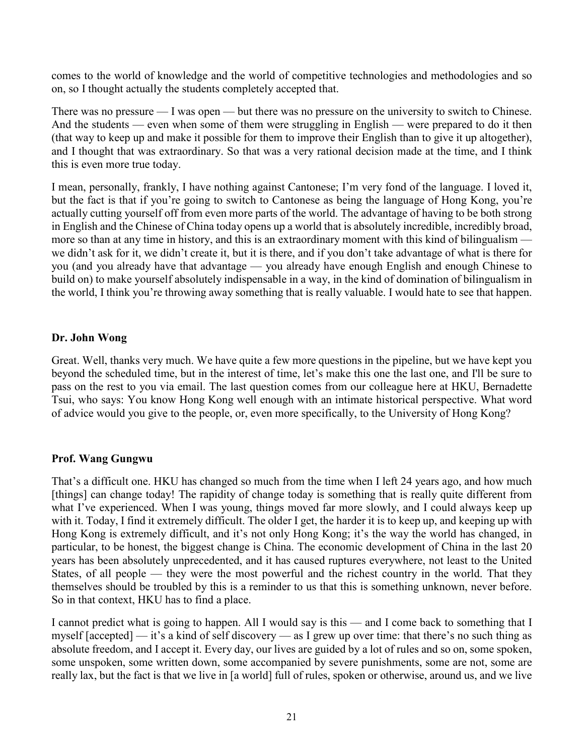comes to the world of knowledge and the world of competitive technologies and methodologies and so on, so I thought actually the students completely accepted that.

There was no pressure — I was open — but there was no pressure on the university to switch to Chinese. And the students — even when some of them were struggling in English — were prepared to do it then (that way to keep up and make it possible for them to improve their English than to give it up altogether), and I thought that was extraordinary. So that was a very rational decision made at the time, and I think this is even more true today.

I mean, personally, frankly, I have nothing against Cantonese; I'm very fond of the language. I loved it, but the fact is that if you're going to switch to Cantonese as being the language of Hong Kong, you're actually cutting yourself off from even more parts of the world. The advantage of having to be both strong in English and the Chinese of China today opens up a world that is absolutely incredible, incredibly broad, more so than at any time in history, and this is an extraordinary moment with this kind of bilingualism — we didn't ask for it, we didn't create it, but it is there, and if you don't take advantage of what is there for you (and you already have that advantage — you already have enough English and enough Chinese to build on) to make yourself absolutely indispensable in a way, in the kind of domination of bilingualism in the world, I think you're throwing away something that is really valuable. I would hate to see that happen.

**Dr. John Wong**

Great. Well, thanks very much. We have quite a few more questions in the pipeline, but we have kept you beyond the scheduled time, but in the interest of time, let's make this one the last one, and I'll be sure to pass on the rest to you via email. The last question comes from our colleague here at HKU, Bernadette Tsui, who says: You know Hong Kong well enough with an intimate historical perspective. What word of advice would you give to the people, or, even more specifically, to the University of Hong Kong?

**Prof. Wang Gungwu**

That's a difficult one. HKU has changed so much from the time when I left 24 years ago, and how much [things] can change today! The rapidity of change today is something that is really quite different from what I've experienced. When I was young, things moved far more slowly, and I could always keep up with it. Today, I find it extremely difficult. The older I get, the harder it is to keep up, and keeping up with Hong Kong is extremely difficult, and it's not only Hong Kong; it's the way the world has changed, in particular, to be honest, the biggest change is China. The economic development of China in the last 20 years has been absolutely unprecedented, and it has caused ruptures everywhere, not least to the United States, of all people — they were the most powerful and the richest country in the world. That they themselves should be troubled by this is a reminder to us that this is something unknown, never before. So in that context, HKU has to find a place.

I cannot predict what is going to happen. All I would say is this — and I come back to something that I myself [accepted] — it's a kind of self discovery — as I grew up over time: that there's no such thing as absolute freedom, and I accept it. Every day, our lives are guided by a lot of rules and so on, some spoken, some unspoken, some written down, some accompanied by severe punishments, some are not, some are really lax, but the fact is that we live in [a world] full of rules, spoken or otherwise, around us, and we live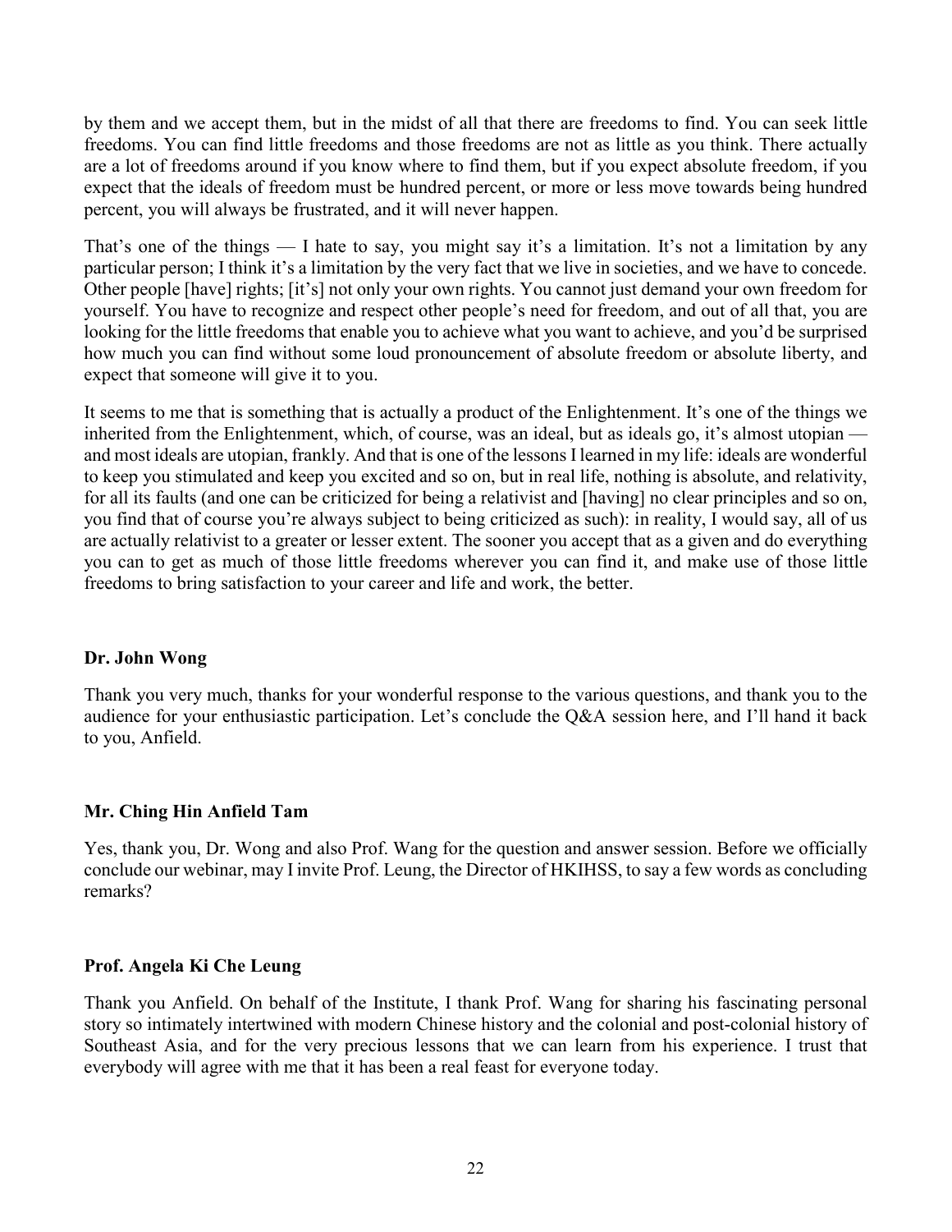by them and we accept them, but in the midst of all that there are freedoms to find. You can seek little freedoms. You can find little freedoms and those freedoms are not as little as you think. There actually are a lot of freedoms around if you know where to find them, but if you expect absolute freedom, if you expect that the ideals of freedom must be hundred percent, or more or less move towards being hundred percent, you will always be frustrated, and it will never happen.

That's one of the things — I hate to say, you might say it's a limitation. It's not a limitation by any particular person; I think it's a limitation by the very fact that we live in societies, and we have to concede. Other people [have] rights; [it's] not only your own rights. You cannot just demand your own freedom for yourself. You have to recognize and respect other people's need for freedom, and out of all that, you are looking for the little freedoms that enable you to achieve what you want to achieve, and you'd be surprised how much you can find without some loud pronouncement of absolute freedom or absolute liberty, and expect that someone will give it to you.

It seems to me that is something that is actually a product of the Enlightenment. It's one of the things we inherited from the Enlightenment, which, of course, was an ideal, but as ideals go, it's almost utopian — and most ideals are utopian, frankly. And that is one of the lessons I learned in my life: ideals are wonderful to keep you stimulated and keep you excited and so on, but in real life, nothing is absolute, and relativity, for all its faults (and one can be criticized for being a relativist and [having] no clear principles and so on, you find that of course you're always subject to being criticized as such): in reality, I would say, all of us are actually relativist to a greater or lesser extent. The sooner you accept that as a given and do everything you can to get as much of those little freedoms wherever you can find it, and make use of those little freedoms to bring satisfaction to your career and life and work, the better.

**Dr. John Wong**

Thank you very much, thanks for your wonderful response to the various questions, and thank you to the audience for your enthusiastic participation. Let's conclude the Q&A session here, and I'll hand it back to you, Anfield.

**Mr. Ching Hin Anfield Tam**

Yes, thank you, Dr. Wong and also Prof. Wang for the question and answer session. Before we officially conclude our webinar, may I invite Prof. Leung, the Director of HKIHSS, to say a few words as concluding remarks?

**Prof. Angela Ki Che Leung**

Thank you Anfield. On behalf of the Institute, I thank Prof. Wang for sharing his fascinating personal story so intimately intertwined with modern Chinese history and the colonial and post-colonial history of Southeast Asia, and for the very precious lessons that we can learn from his experience. I trust that everybody will agree with me that it has been a real feast for everyone today.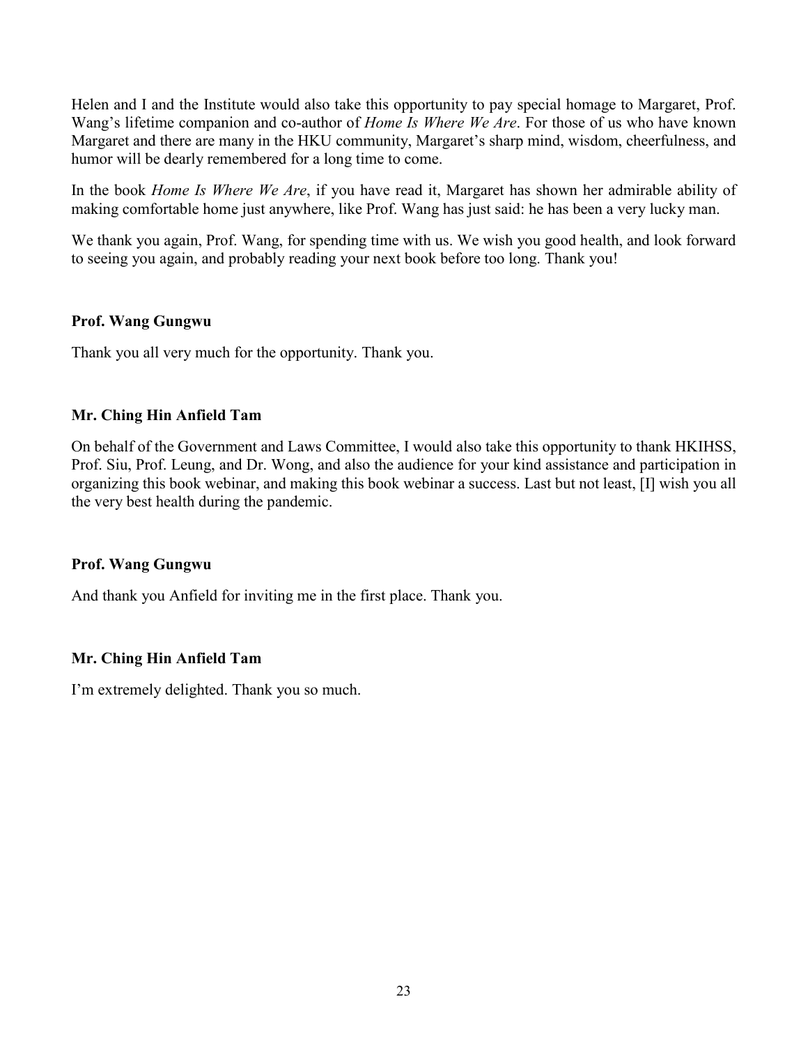Helen and I and the Institute would also take this opportunity to pay special homage to Margaret, Prof. Wang's lifetime companion and co-author of *Home Is Where We Are*. For those of us who have known Margaret and there are many in the HKU community, Margaret's sharp mind, wisdom, cheerfulness, and humor will be dearly remembered for a long time to come.

In the book *Home Is Where We Are*, if you have read it, Margaret has shown her admirable ability of making comfortable home just anywhere, like Prof. Wang has just said: he has been a very lucky man.

We thank you again, Prof. Wang, for spending time with us. We wish you good health, and look forward to seeing you again, and probably reading your next book before too long. Thank you!

**Prof. Wang Gungwu**

Thank you all very much for the opportunity. Thank you.

**Mr. Ching Hin Anfield Tam**

On behalf of the Government and Laws Committee, I would also take this opportunity to thank HKIHSS, Prof. Siu, Prof. Leung, and Dr. Wong, and also the audience for your kind assistance and participation in organizing this book webinar, and making this book webinar a success. Last but not least, [I] wish you all the very best health during the pandemic.

**Prof. Wang Gungwu**

And thank you Anfield for inviting me in the first place. Thank you.

**Mr. Ching Hin Anfield Tam**

I'm extremely delighted. Thank you so much.